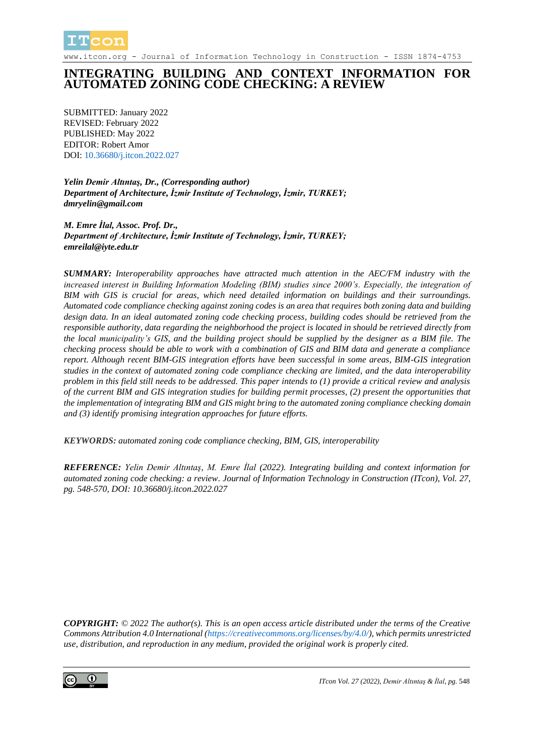# INTEGRATING BUILDING AND CONTEXT INFORMATION FOR AUTOMATED ZONING CODE CHECKING: A REVIEW

SUBMITTED: January 2022
REVISED: February 2022
PUBLISHED: May 2022
EDITOR: Robert Amor
DOI: 10.36680/j.itcon.2022.027

***Yelin Demir Altıntaş, Dr., (Corresponding author)***
***Department of Architecture, İzmir Institute of Technology, İzmir, TURKEY;***
***dmryelin@gmail.com***

***M. Emre İlal, Assoc. Prof. Dr.,***
***Department of Architecture, İzmir Institute of Technology, İzmir, TURKEY;***
***emreilal@iyte.edu.tr***

***SUMMARY:*** *Interoperability approaches have attracted much attention in the AEC/FM industry with the increased interest in Building Information Modeling (BIM) studies since 2000's. Especially, the integration of BIM with GIS is crucial for areas, which need detailed information on buildings and their surroundings. Automated code compliance checking against zoning codes is an area that requires both zoning data and building design data. In an ideal automated zoning code checking process, building codes should be retrieved from the responsible authority, data regarding the neighborhood the project is located in should be retrieved directly from the local municipality's GIS, and the building project should be supplied by the designer as a BIM file. The checking process should be able to work with a combination of GIS and BIM data and generate a compliance report. Although recent BIM-GIS integration efforts have been successful in some areas, BIM-GIS integration studies in the context of automated zoning code compliance checking are limited, and the data interoperability problem in this field still needs to be addressed. This paper intends to (1) provide a critical review and analysis of the current BIM and GIS integration studies for building permit processes, (2) present the opportunities that the implementation of integrating BIM and GIS might bring to the automated zoning compliance checking domain and (3) identify promising integration approaches for future efforts.*

***KEYWORDS:*** *automated zoning code compliance checking, BIM, GIS, interoperability*

***REFERENCE:*** *Yelin Demir Altıntaş, M. Emre İlal (2022). Integrating building and context information for automated zoning code checking: a review. Journal of Information Technology in Construction (ITcon), Vol. 27, pg. 548-570, DOI: 10.36680/j.itcon.2022.027*

***COPYRIGHT:*** *© 2022 The author(s). This is an open access article distributed under the terms of the Creative Commons Attribution 4.0 International (https://creativecommons.org/licenses/by/4.0/), which permits unrestricted use, distribution, and reproduction in any medium, provided the original work is properly cited.*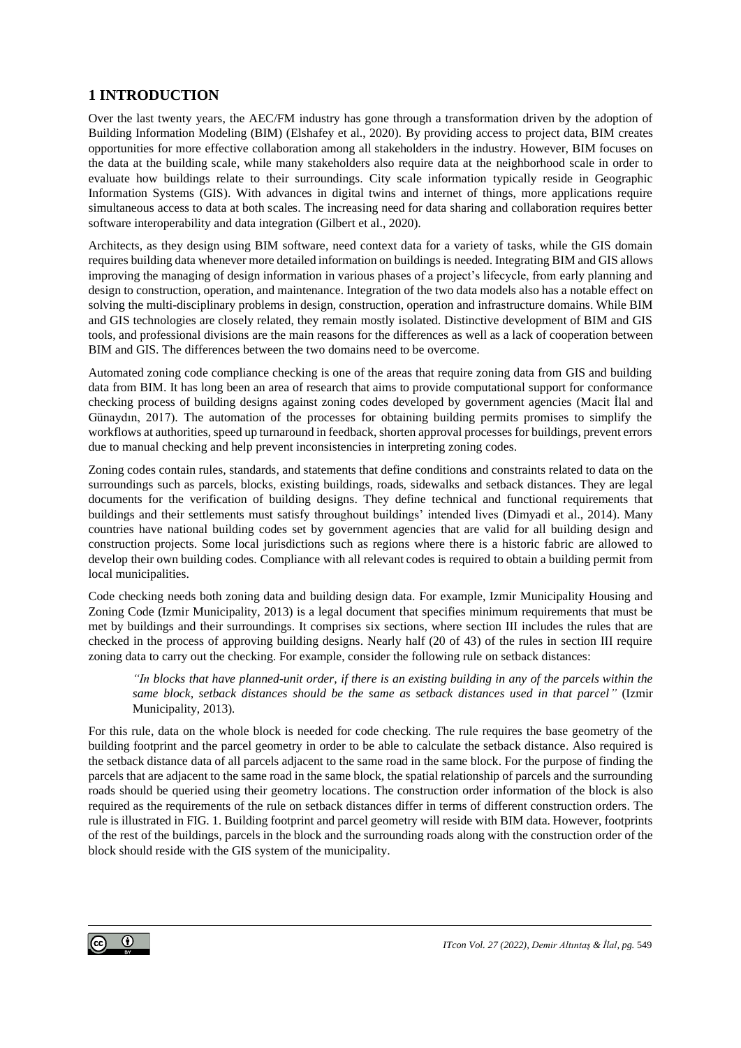## 1 INTRODUCTION

Over the last twenty years, the AEC/FM industry has gone through a transformation driven by the adoption of Building Information Modeling (BIM) (Elshafey et al., 2020). By providing access to project data, BIM creates opportunities for more effective collaboration among all stakeholders in the industry. However, BIM focuses on the data at the building scale, while many stakeholders also require data at the neighborhood scale in order to evaluate how buildings relate to their surroundings. City scale information typically reside in Geographic Information Systems (GIS). With advances in digital twins and internet of things, more applications require simultaneous access to data at both scales. The increasing need for data sharing and collaboration requires better software interoperability and data integration (Gilbert et al., 2020).

Architects, as they design using BIM software, need context data for a variety of tasks, while the GIS domain requires building data whenever more detailed information on buildings is needed. Integrating BIM and GIS allows improving the managing of design information in various phases of a project's lifecycle, from early planning and design to construction, operation, and maintenance. Integration of the two data models also has a notable effect on solving the multi-disciplinary problems in design, construction, operation and infrastructure domains. While BIM and GIS technologies are closely related, they remain mostly isolated. Distinctive development of BIM and GIS tools, and professional divisions are the main reasons for the differences as well as a lack of cooperation between BIM and GIS. The differences between the two domains need to be overcome.

Automated zoning code compliance checking is one of the areas that require zoning data from GIS and building data from BIM. It has long been an area of research that aims to provide computational support for conformance checking process of building designs against zoning codes developed by government agencies (Macit İlal and Günaydın, 2017). The automation of the processes for obtaining building permits promises to simplify the workflows at authorities, speed up turnaround in feedback, shorten approval processes for buildings, prevent errors due to manual checking and help prevent inconsistencies in interpreting zoning codes.

Zoning codes contain rules, standards, and statements that define conditions and constraints related to data on the surroundings such as parcels, blocks, existing buildings, roads, sidewalks and setback distances. They are legal documents for the verification of building designs. They define technical and functional requirements that buildings and their settlements must satisfy throughout buildings' intended lives (Dimyadi et al., 2014). Many countries have national building codes set by government agencies that are valid for all building design and construction projects. Some local jurisdictions such as regions where there is a historic fabric are allowed to develop their own building codes. Compliance with all relevant codes is required to obtain a building permit from local municipalities.

Code checking needs both zoning data and building design data. For example, Izmir Municipality Housing and Zoning Code (Izmir Municipality, 2013) is a legal document that specifies minimum requirements that must be met by buildings and their surroundings. It comprises six sections, where section III includes the rules that are checked in the process of approving building designs. Nearly half (20 of 43) of the rules in section III require zoning data to carry out the checking. For example, consider the following rule on setback distances:

> *"In blocks that have planned-unit order, if there is an existing building in any of the parcels within the same block, setback distances should be the same as setback distances used in that parcel"* (Izmir Municipality, 2013).

For this rule, data on the whole block is needed for code checking. The rule requires the base geometry of the building footprint and the parcel geometry in order to be able to calculate the setback distance. Also required is the setback distance data of all parcels adjacent to the same road in the same block. For the purpose of finding the parcels that are adjacent to the same road in the same block, the spatial relationship of parcels and the surrounding roads should be queried using their geometry locations. The construction order information of the block is also required as the requirements of the rule on setback distances differ in terms of different construction orders. The rule is illustrated in FIG. 1. Building footprint and parcel geometry will reside with BIM data. However, footprints of the rest of the buildings, parcels in the block and the surrounding roads along with the construction order of the block should reside with the GIS system of the municipality.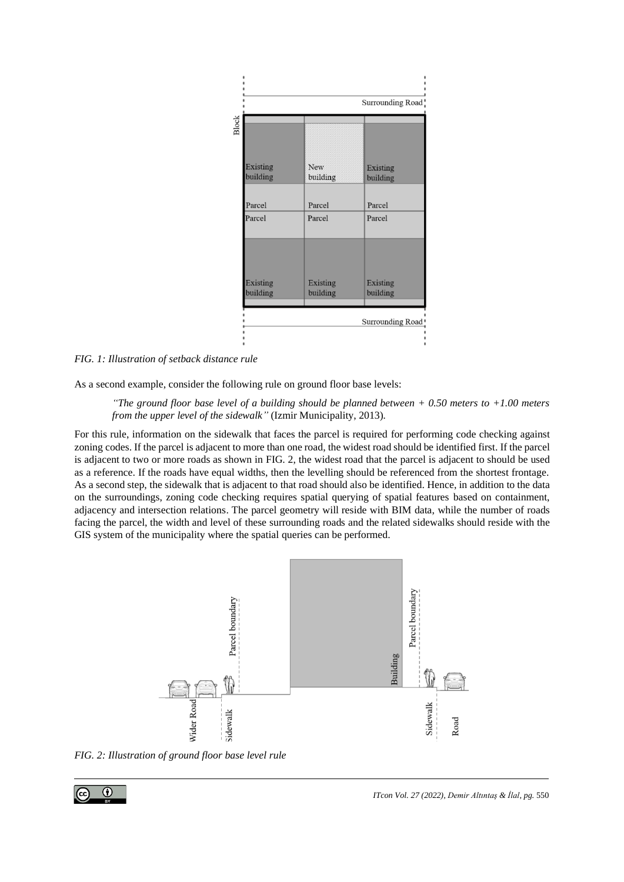*FIG. 1: Illustration of setback distance rule*

As a second example, consider the following rule on ground floor base levels:

> *"The ground floor base level of a building should be planned between + 0.50 meters to +1.00 meters from the upper level of the sidewalk"* (Izmir Municipality, 2013).

For this rule, information on the sidewalk that faces the parcel is required for performing code checking against zoning codes. If the parcel is adjacent to more than one road, the widest road should be identified first. If the parcel is adjacent to two or more roads as shown in FIG. 2, the widest road that the parcel is adjacent to should be used as a reference. If the roads have equal widths, then the levelling should be referenced from the shortest frontage. As a second step, the sidewalk that is adjacent to that road should also be identified. Hence, in addition to the data on the surroundings, zoning code checking requires spatial querying of spatial features based on containment, adjacency and intersection relations. The parcel geometry will reside with BIM data, while the number of roads facing the parcel, the width and level of these surrounding roads and the related sidewalks should reside with the GIS system of the municipality where the spatial queries can be performed.

*FIG. 2: Illustration of ground floor base level rule*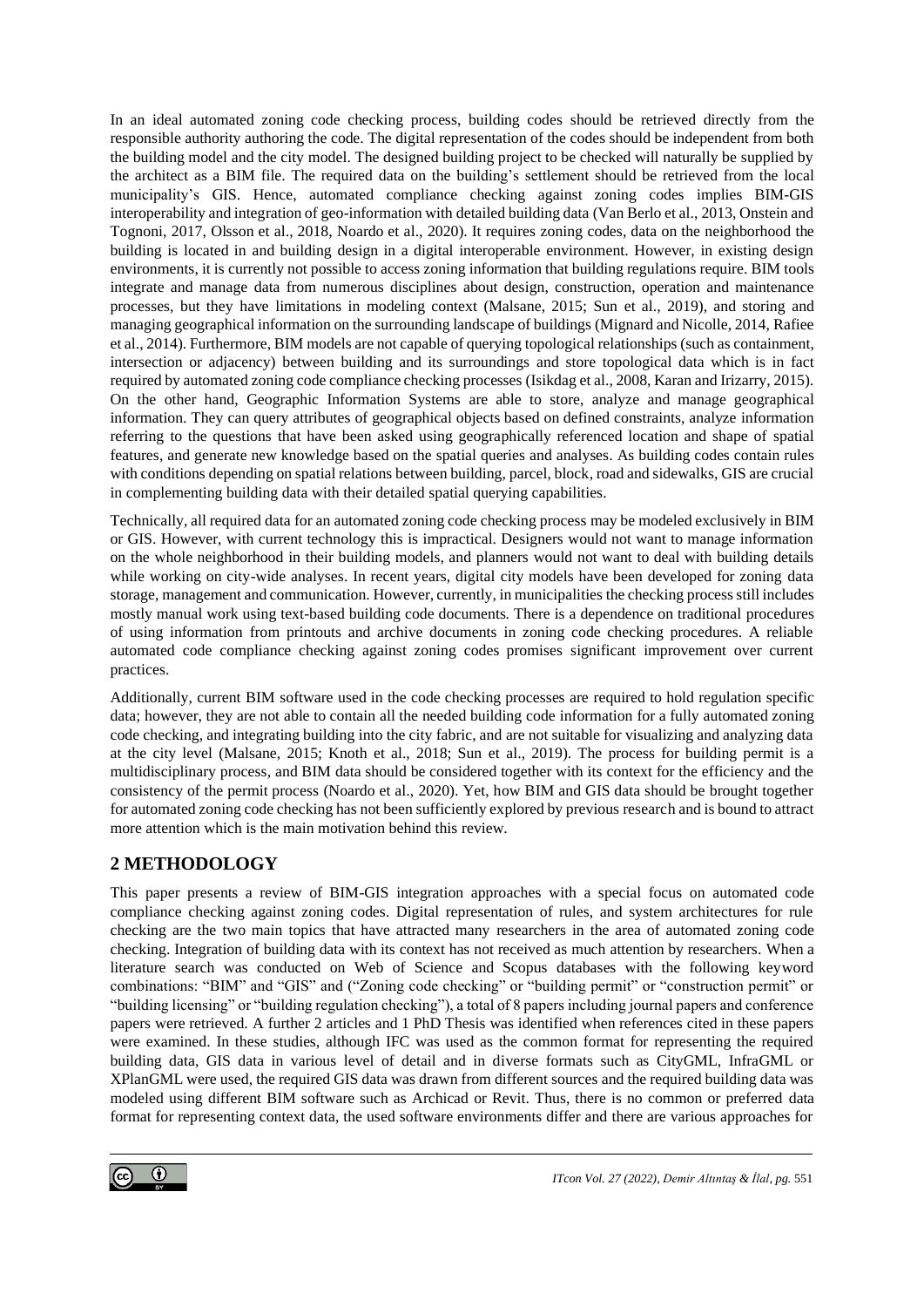In an ideal automated zoning code checking process, building codes should be retrieved directly from the responsible authority authoring the code. The digital representation of the codes should be independent from both the building model and the city model. The designed building project to be checked will naturally be supplied by the architect as a BIM file. The required data on the building's settlement should be retrieved from the local municipality's GIS. Hence, automated compliance checking against zoning codes implies BIM-GIS interoperability and integration of geo-information with detailed building data (Van Berlo et al., 2013, Onstein and Tognoni, 2017, Olsson et al., 2018, Noardo et al., 2020). It requires zoning codes, data on the neighborhood the building is located in and building design in a digital interoperable environment. However, in existing design environments, it is currently not possible to access zoning information that building regulations require. BIM tools integrate and manage data from numerous disciplines about design, construction, operation and maintenance processes, but they have limitations in modeling context (Malsane, 2015; Sun et al., 2019), and storing and managing geographical information on the surrounding landscape of buildings (Mignard and Nicolle, 2014, Rafiee et al., 2014). Furthermore, BIM models are not capable of querying topological relationships (such as containment, intersection or adjacency) between building and its surroundings and store topological data which is in fact required by automated zoning code compliance checking processes (Isikdag et al., 2008, Karan and Irizarry, 2015). On the other hand, Geographic Information Systems are able to store, analyze and manage geographical information. They can query attributes of geographical objects based on defined constraints, analyze information referring to the questions that have been asked using geographically referenced location and shape of spatial features, and generate new knowledge based on the spatial queries and analyses. As building codes contain rules with conditions depending on spatial relations between building, parcel, block, road and sidewalks, GIS are crucial in complementing building data with their detailed spatial querying capabilities.

Technically, all required data for an automated zoning code checking process may be modeled exclusively in BIM or GIS. However, with current technology this is impractical. Designers would not want to manage information on the whole neighborhood in their building models, and planners would not want to deal with building details while working on city-wide analyses. In recent years, digital city models have been developed for zoning data storage, management and communication. However, currently, in municipalities the checking process still includes mostly manual work using text-based building code documents. There is a dependence on traditional procedures of using information from printouts and archive documents in zoning code checking procedures. A reliable automated code compliance checking against zoning codes promises significant improvement over current practices.

Additionally, current BIM software used in the code checking processes are required to hold regulation specific data; however, they are not able to contain all the needed building code information for a fully automated zoning code checking, and integrating building into the city fabric, and are not suitable for visualizing and analyzing data at the city level (Malsane, 2015; Knoth et al., 2018; Sun et al., 2019). The process for building permit is a multidisciplinary process, and BIM data should be considered together with its context for the efficiency and the consistency of the permit process (Noardo et al., 2020). Yet, how BIM and GIS data should be brought together for automated zoning code checking has not been sufficiently explored by previous research and is bound to attract more attention which is the main motivation behind this review.

## 2 METHODOLOGY

This paper presents a review of BIM-GIS integration approaches with a special focus on automated code compliance checking against zoning codes. Digital representation of rules, and system architectures for rule checking are the two main topics that have attracted many researchers in the area of automated zoning code checking. Integration of building data with its context has not received as much attention by researchers. When a literature search was conducted on Web of Science and Scopus databases with the following keyword combinations: "BIM" and "GIS" and ("Zoning code checking" or "building permit" or "construction permit" or "building licensing" or "building regulation checking"), a total of 8 papers including journal papers and conference papers were retrieved. A further 2 articles and 1 PhD Thesis was identified when references cited in these papers were examined. In these studies, although IFC was used as the common format for representing the required building data, GIS data in various level of detail and in diverse formats such as CityGML, InfraGML or XPlanGML were used, the required GIS data was drawn from different sources and the required building data was modeled using different BIM software such as Archicad or Revit. Thus, there is no common or preferred data format for representing context data, the used software environments differ and there are various approaches for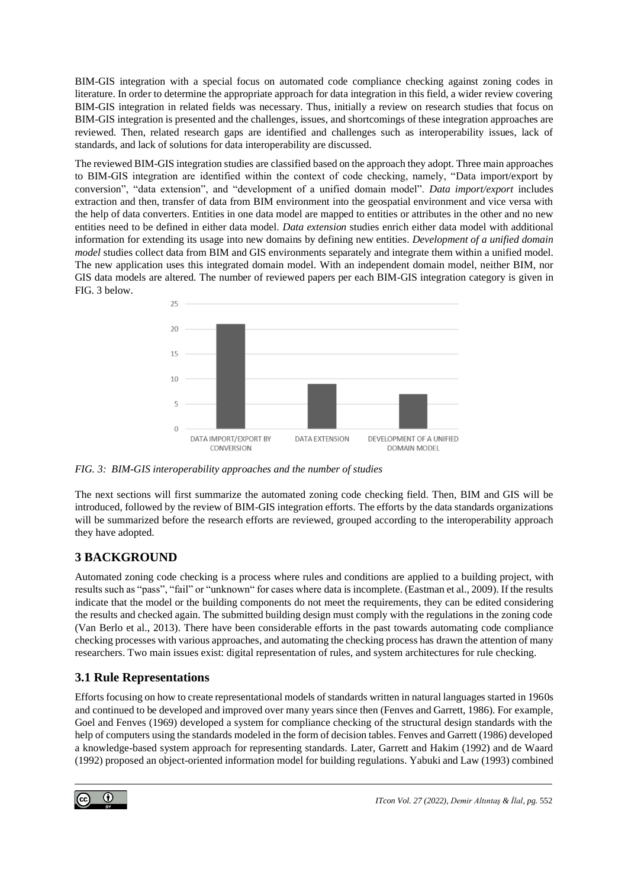BIM-GIS integration with a special focus on automated code compliance checking against zoning codes in literature. In order to determine the appropriate approach for data integration in this field, a wider review covering BIM-GIS integration in related fields was necessary. Thus, initially a review on research studies that focus on BIM-GIS integration is presented and the challenges, issues, and shortcomings of these integration approaches are reviewed. Then, related research gaps are identified and challenges such as interoperability issues, lack of standards, and lack of solutions for data interoperability are discussed.

The reviewed BIM-GIS integration studies are classified based on the approach they adopt. Three main approaches to BIM-GIS integration are identified within the context of code checking, namely, "Data import/export by conversion", "data extension", and "development of a unified domain model". *Data import/export* includes extraction and then, transfer of data from BIM environment into the geospatial environment and vice versa with the help of data converters. Entities in one data model are mapped to entities or attributes in the other and no new entities need to be defined in either data model. *Data extension* studies enrich either data model with additional information for extending its usage into new domains by defining new entities. *Development of a unified domain model* studies collect data from BIM and GIS environments separately and integrate them within a unified model. The new application uses this integrated domain model. With an independent domain model, neither BIM, nor GIS data models are altered. The number of reviewed papers per each BIM-GIS integration category is given in FIG. 3 below.

| Approach | Number of studies |
|---|---|
| DATA IMPORT/EXPORT BY CONVERSION | 21 |
| DATA EXTENSION | 9 |
| DEVELOPMENT OF A UNIFIED DOMAIN MODEL | 7 |

*FIG. 3: BIM-GIS interoperability approaches and the number of studies*

The next sections will first summarize the automated zoning code checking field. Then, BIM and GIS will be introduced, followed by the review of BIM-GIS integration efforts. The efforts by the data standards organizations will be summarized before the research efforts are reviewed, grouped according to the interoperability approach they have adopted.

# 3 BACKGROUND

Automated zoning code checking is a process where rules and conditions are applied to a building project, with results such as "pass", "fail" or "unknown" for cases where data is incomplete. (Eastman et al., 2009). If the results indicate that the model or the building components do not meet the requirements, they can be edited considering the results and checked again. The submitted building design must comply with the regulations in the zoning code (Van Berlo et al., 2013). There have been considerable efforts in the past towards automating code compliance checking processes with various approaches, and automating the checking process has drawn the attention of many researchers. Two main issues exist: digital representation of rules, and system architectures for rule checking.

## 3.1 Rule Representations

Efforts focusing on how to create representational models of standards written in natural languages started in 1960s and continued to be developed and improved over many years since then (Fenves and Garrett, 1986). For example, Goel and Fenves (1969) developed a system for compliance checking of the structural design standards with the help of computers using the standards modeled in the form of decision tables. Fenves and Garrett (1986) developed a knowledge-based system approach for representing standards. Later, Garrett and Hakim (1992) and de Waard (1992) proposed an object-oriented information model for building regulations. Yabuki and Law (1993) combined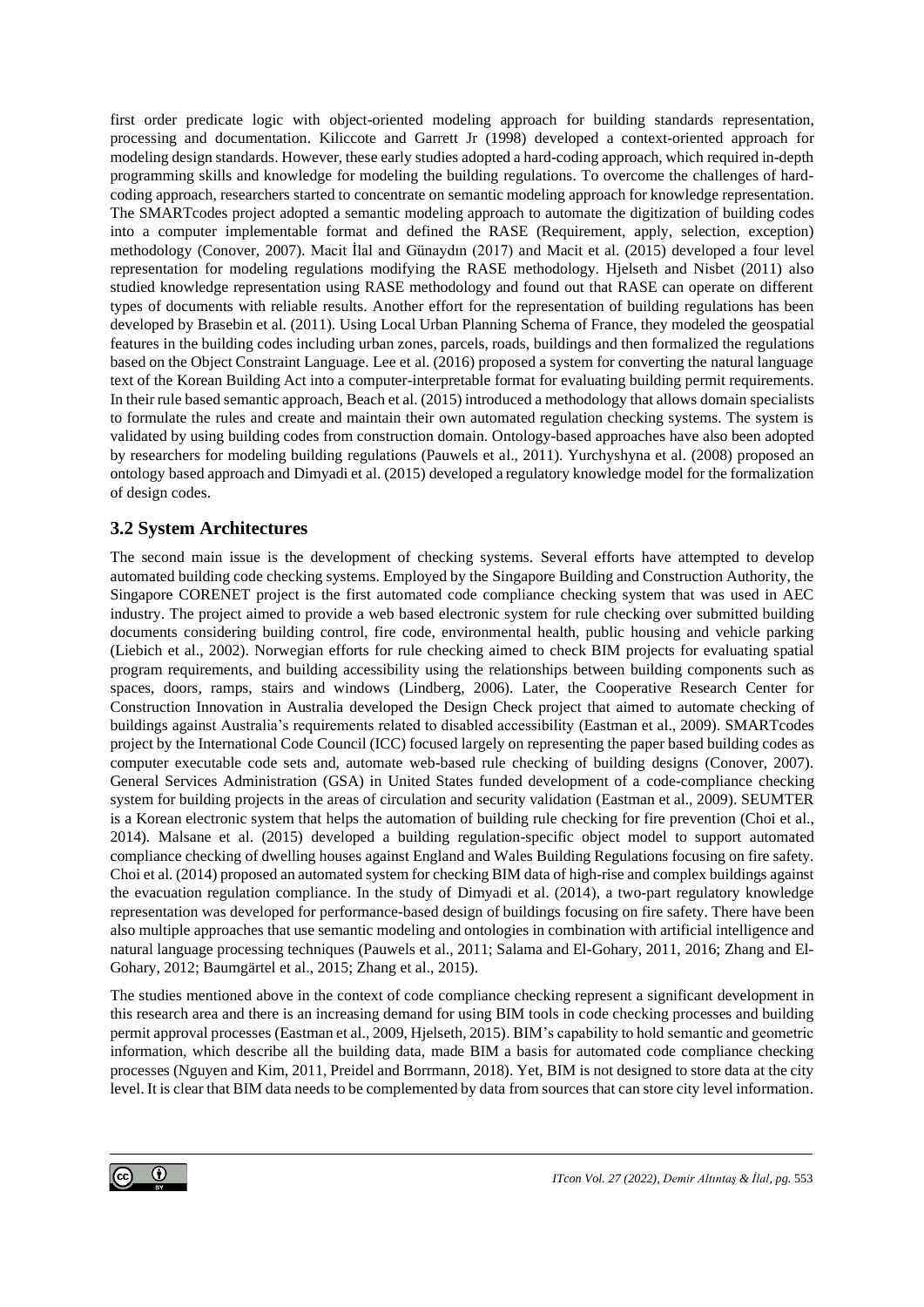first order predicate logic with object-oriented modeling approach for building standards representation, processing and documentation. Kiliccote and Garrett Jr (1998) developed a context-oriented approach for modeling design standards. However, these early studies adopted a hard-coding approach, which required in-depth programming skills and knowledge for modeling the building regulations. To overcome the challenges of hard-coding approach, researchers started to concentrate on semantic modeling approach for knowledge representation. The SMARTcodes project adopted a semantic modeling approach to automate the digitization of building codes into a computer implementable format and defined the RASE (Requirement, apply, selection, exception) methodology (Conover, 2007). Macit İlal and Günaydın (2017) and Macit et al. (2015) developed a four level representation for modeling regulations modifying the RASE methodology. Hjelseth and Nisbet (2011) also studied knowledge representation using RASE methodology and found out that RASE can operate on different types of documents with reliable results. Another effort for the representation of building regulations has been developed by Brasebin et al. (2011). Using Local Urban Planning Schema of France, they modeled the geospatial features in the building codes including urban zones, parcels, roads, buildings and then formalized the regulations based on the Object Constraint Language. Lee et al. (2016) proposed a system for converting the natural language text of the Korean Building Act into a computer-interpretable format for evaluating building permit requirements. In their rule based semantic approach, Beach et al. (2015) introduced a methodology that allows domain specialists to formulate the rules and create and maintain their own automated regulation checking systems. The system is validated by using building codes from construction domain. Ontology-based approaches have also been adopted by researchers for modeling building regulations (Pauwels et al., 2011). Yurchyshyna et al. (2008) proposed an ontology based approach and Dimyadi et al. (2015) developed a regulatory knowledge model for the formalization of design codes.

## 3.2 System Architectures

The second main issue is the development of checking systems. Several efforts have attempted to develop automated building code checking systems. Employed by the Singapore Building and Construction Authority, the Singapore CORENET project is the first automated code compliance checking system that was used in AEC industry. The project aimed to provide a web based electronic system for rule checking over submitted building documents considering building control, fire code, environmental health, public housing and vehicle parking (Liebich et al., 2002). Norwegian efforts for rule checking aimed to check BIM projects for evaluating spatial program requirements, and building accessibility using the relationships between building components such as spaces, doors, ramps, stairs and windows (Lindberg, 2006). Later, the Cooperative Research Center for Construction Innovation in Australia developed the Design Check project that aimed to automate checking of buildings against Australia's requirements related to disabled accessibility (Eastman et al., 2009). SMARTcodes project by the International Code Council (ICC) focused largely on representing the paper based building codes as computer executable code sets and, automate web-based rule checking of building designs (Conover, 2007). General Services Administration (GSA) in United States funded development of a code-compliance checking system for building projects in the areas of circulation and security validation (Eastman et al., 2009). SEUMTER is a Korean electronic system that helps the automation of building rule checking for fire prevention (Choi et al., 2014). Malsane et al. (2015) developed a building regulation-specific object model to support automated compliance checking of dwelling houses against England and Wales Building Regulations focusing on fire safety. Choi et al. (2014) proposed an automated system for checking BIM data of high-rise and complex buildings against the evacuation regulation compliance. In the study of Dimyadi et al. (2014), a two-part regulatory knowledge representation was developed for performance-based design of buildings focusing on fire safety. There have been also multiple approaches that use semantic modeling and ontologies in combination with artificial intelligence and natural language processing techniques (Pauwels et al., 2011; Salama and El-Gohary, 2011, 2016; Zhang and El-Gohary, 2012; Baumgärtel et al., 2015; Zhang et al., 2015).

The studies mentioned above in the context of code compliance checking represent a significant development in this research area and there is an increasing demand for using BIM tools in code checking processes and building permit approval processes (Eastman et al., 2009, Hjelseth, 2015). BIM's capability to hold semantic and geometric information, which describe all the building data, made BIM a basis for automated code compliance checking processes (Nguyen and Kim, 2011, Preidel and Borrmann, 2018). Yet, BIM is not designed to store data at the city level. It is clear that BIM data needs to be complemented by data from sources that can store city level information.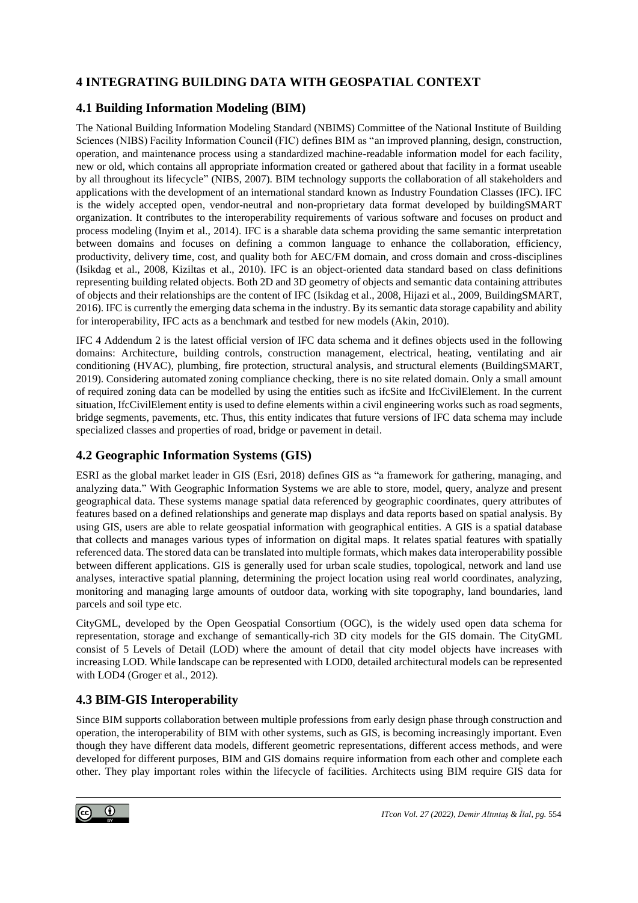# 4 INTEGRATING BUILDING DATA WITH GEOSPATIAL CONTEXT

## 4.1 Building Information Modeling (BIM)

The National Building Information Modeling Standard (NBIMS) Committee of the National Institute of Building Sciences (NIBS) Facility Information Council (FIC) defines BIM as "an improved planning, design, construction, operation, and maintenance process using a standardized machine-readable information model for each facility, new or old, which contains all appropriate information created or gathered about that facility in a format useable by all throughout its lifecycle" (NIBS, 2007). BIM technology supports the collaboration of all stakeholders and applications with the development of an international standard known as Industry Foundation Classes (IFC). IFC is the widely accepted open, vendor-neutral and non-proprietary data format developed by buildingSMART organization. It contributes to the interoperability requirements of various software and focuses on product and process modeling (Inyim et al., 2014). IFC is a sharable data schema providing the same semantic interpretation between domains and focuses on defining a common language to enhance the collaboration, efficiency, productivity, delivery time, cost, and quality both for AEC/FM domain, and cross domain and cross-disciplines (Isikdag et al., 2008, Kiziltas et al., 2010). IFC is an object-oriented data standard based on class definitions representing building related objects. Both 2D and 3D geometry of objects and semantic data containing attributes of objects and their relationships are the content of IFC (Isikdag et al., 2008, Hijazi et al., 2009, BuildingSMART, 2016). IFC is currently the emerging data schema in the industry. By its semantic data storage capability and ability for interoperability, IFC acts as a benchmark and testbed for new models (Akin, 2010).

IFC 4 Addendum 2 is the latest official version of IFC data schema and it defines objects used in the following domains: Architecture, building controls, construction management, electrical, heating, ventilating and air conditioning (HVAC), plumbing, fire protection, structural analysis, and structural elements (BuildingSMART, 2019). Considering automated zoning compliance checking, there is no site related domain. Only a small amount of required zoning data can be modelled by using the entities such as ifcSite and IfcCivilElement. In the current situation, IfcCivilElement entity is used to define elements within a civil engineering works such as road segments, bridge segments, pavements, etc. Thus, this entity indicates that future versions of IFC data schema may include specialized classes and properties of road, bridge or pavement in detail.

## 4.2 Geographic Information Systems (GIS)

ESRI as the global market leader in GIS (Esri, 2018) defines GIS as "a framework for gathering, managing, and analyzing data." With Geographic Information Systems we are able to store, model, query, analyze and present geographical data. These systems manage spatial data referenced by geographic coordinates, query attributes of features based on a defined relationships and generate map displays and data reports based on spatial analysis. By using GIS, users are able to relate geospatial information with geographical entities. A GIS is a spatial database that collects and manages various types of information on digital maps. It relates spatial features with spatially referenced data. The stored data can be translated into multiple formats, which makes data interoperability possible between different applications. GIS is generally used for urban scale studies, topological, network and land use analyses, interactive spatial planning, determining the project location using real world coordinates, analyzing, monitoring and managing large amounts of outdoor data, working with site topography, land boundaries, land parcels and soil type etc.

CityGML, developed by the Open Geospatial Consortium (OGC), is the widely used open data schema for representation, storage and exchange of semantically-rich 3D city models for the GIS domain. The CityGML consist of 5 Levels of Detail (LOD) where the amount of detail that city model objects have increases with increasing LOD. While landscape can be represented with LOD0, detailed architectural models can be represented with LOD4 (Groger et al., 2012).

## 4.3 BIM-GIS Interoperability

Since BIM supports collaboration between multiple professions from early design phase through construction and operation, the interoperability of BIM with other systems, such as GIS, is becoming increasingly important. Even though they have different data models, different geometric representations, different access methods, and were developed for different purposes, BIM and GIS domains require information from each other and complete each other. They play important roles within the lifecycle of facilities. Architects using BIM require GIS data for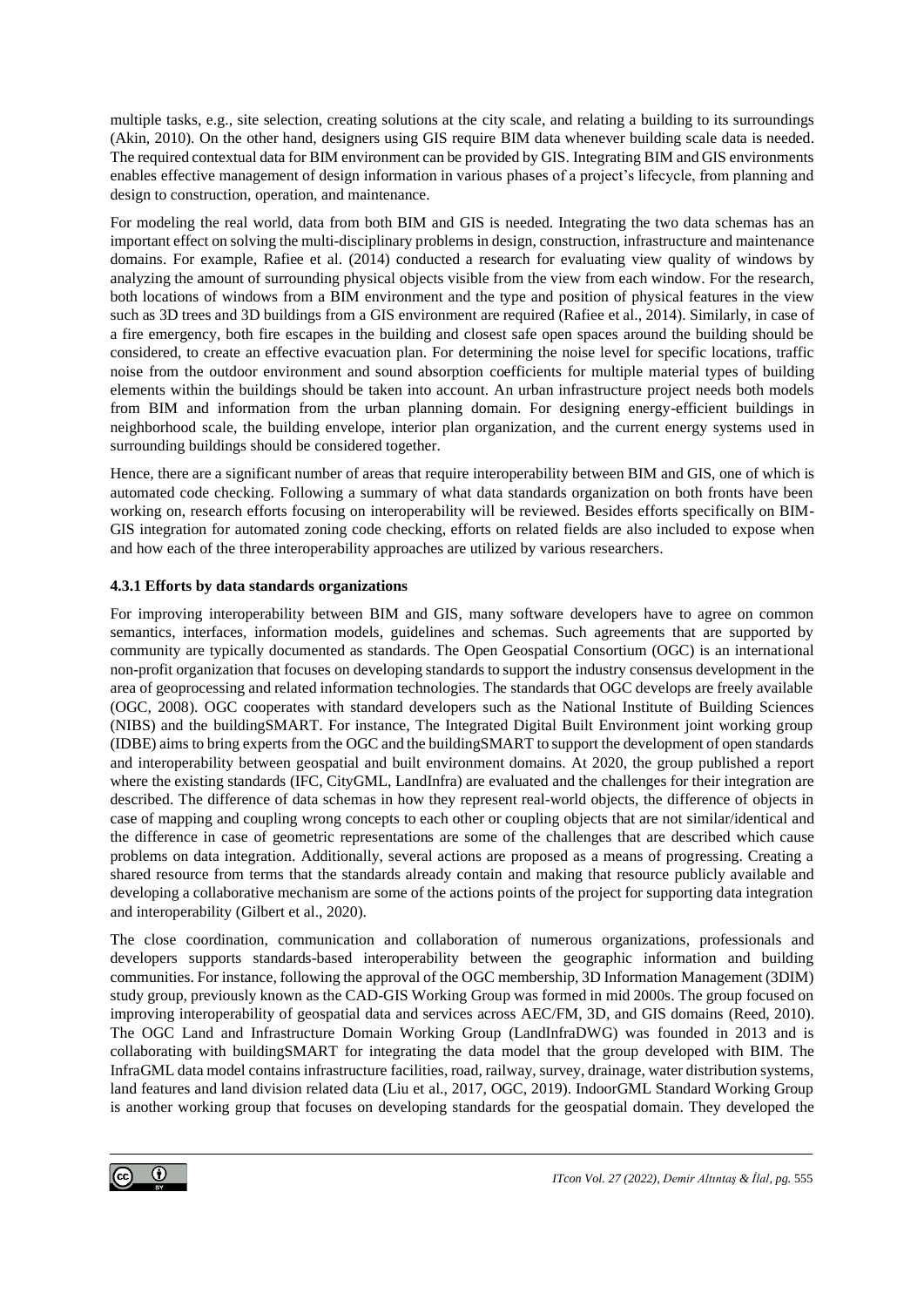multiple tasks, e.g., site selection, creating solutions at the city scale, and relating a building to its surroundings (Akin, 2010). On the other hand, designers using GIS require BIM data whenever building scale data is needed. The required contextual data for BIM environment can be provided by GIS. Integrating BIM and GIS environments enables effective management of design information in various phases of a project's lifecycle, from planning and design to construction, operation, and maintenance.

For modeling the real world, data from both BIM and GIS is needed. Integrating the two data schemas has an important effect on solving the multi-disciplinary problems in design, construction, infrastructure and maintenance domains. For example, Rafiee et al. (2014) conducted a research for evaluating view quality of windows by analyzing the amount of surrounding physical objects visible from the view from each window. For the research, both locations of windows from a BIM environment and the type and position of physical features in the view such as 3D trees and 3D buildings from a GIS environment are required (Rafiee et al., 2014). Similarly, in case of a fire emergency, both fire escapes in the building and closest safe open spaces around the building should be considered, to create an effective evacuation plan. For determining the noise level for specific locations, traffic noise from the outdoor environment and sound absorption coefficients for multiple material types of building elements within the buildings should be taken into account. An urban infrastructure project needs both models from BIM and information from the urban planning domain. For designing energy-efficient buildings in neighborhood scale, the building envelope, interior plan organization, and the current energy systems used in surrounding buildings should be considered together.

Hence, there are a significant number of areas that require interoperability between BIM and GIS, one of which is automated code checking. Following a summary of what data standards organization on both fronts have been working on, research efforts focusing on interoperability will be reviewed. Besides efforts specifically on BIM-GIS integration for automated zoning code checking, efforts on related fields are also included to expose when and how each of the three interoperability approaches are utilized by various researchers.

### 4.3.1 Efforts by data standards organizations

For improving interoperability between BIM and GIS, many software developers have to agree on common semantics, interfaces, information models, guidelines and schemas. Such agreements that are supported by community are typically documented as standards. The Open Geospatial Consortium (OGC) is an international non-profit organization that focuses on developing standards to support the industry consensus development in the area of geoprocessing and related information technologies. The standards that OGC develops are freely available (OGC, 2008). OGC cooperates with standard developers such as the National Institute of Building Sciences (NIBS) and the buildingSMART. For instance, The Integrated Digital Built Environment joint working group (IDBE) aims to bring experts from the OGC and the buildingSMART to support the development of open standards and interoperability between geospatial and built environment domains. At 2020, the group published a report where the existing standards (IFC, CityGML, LandInfra) are evaluated and the challenges for their integration are described. The difference of data schemas in how they represent real-world objects, the difference of objects in case of mapping and coupling wrong concepts to each other or coupling objects that are not similar/identical and the difference in case of geometric representations are some of the challenges that are described which cause problems on data integration. Additionally, several actions are proposed as a means of progressing. Creating a shared resource from terms that the standards already contain and making that resource publicly available and developing a collaborative mechanism are some of the actions points of the project for supporting data integration and interoperability (Gilbert et al., 2020).

The close coordination, communication and collaboration of numerous organizations, professionals and developers supports standards-based interoperability between the geographic information and building communities. For instance, following the approval of the OGC membership, 3D Information Management (3DIM) study group, previously known as the CAD-GIS Working Group was formed in mid 2000s. The group focused on improving interoperability of geospatial data and services across AEC/FM, 3D, and GIS domains (Reed, 2010). The OGC Land and Infrastructure Domain Working Group (LandInfraDWG) was founded in 2013 and is collaborating with buildingSMART for integrating the data model that the group developed with BIM. The InfraGML data model contains infrastructure facilities, road, railway, survey, drainage, water distribution systems, land features and land division related data (Liu et al., 2017, OGC, 2019). IndoorGML Standard Working Group is another working group that focuses on developing standards for the geospatial domain. They developed the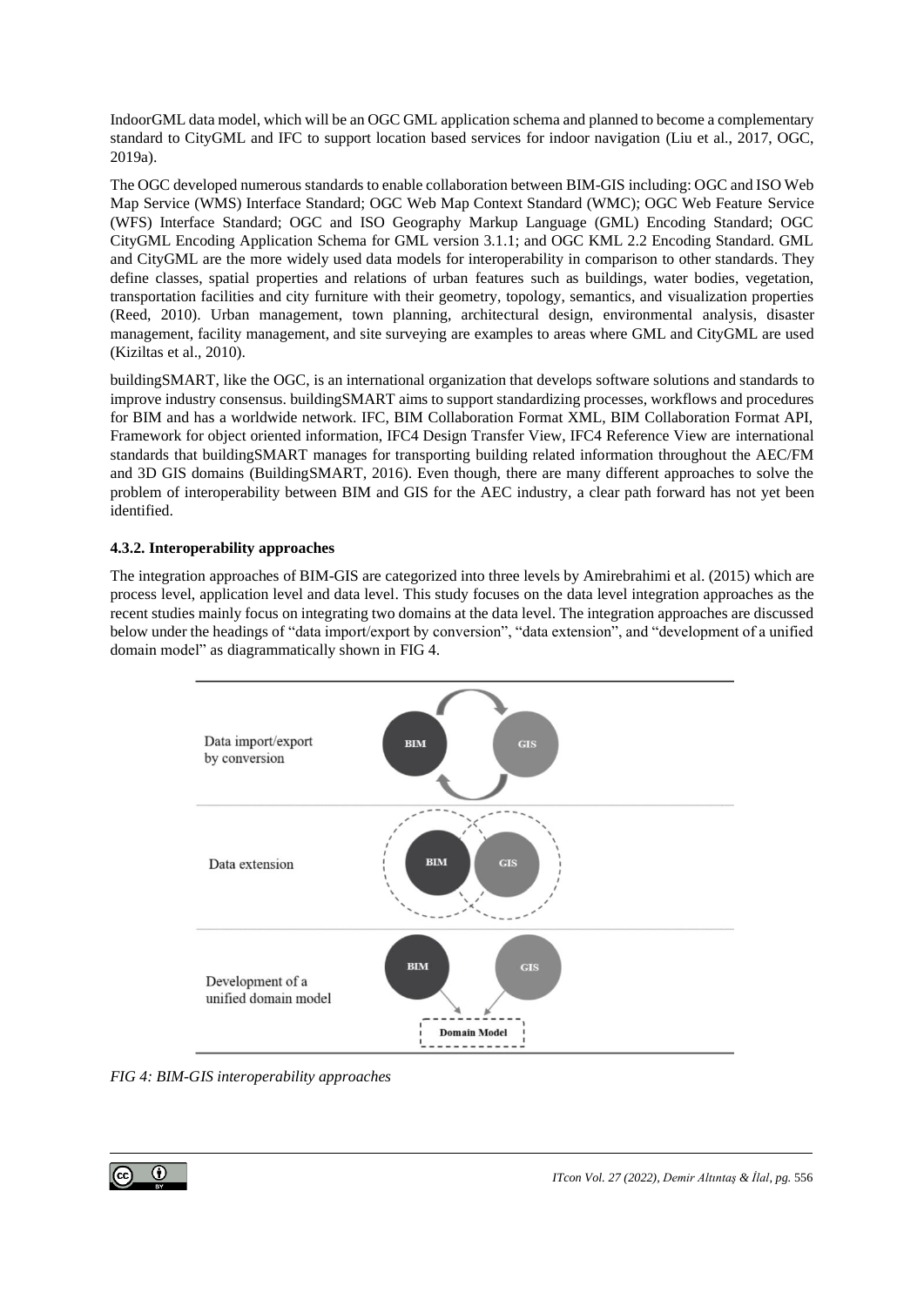IndoorGML data model, which will be an OGC GML application schema and planned to become a complementary standard to CityGML and IFC to support location based services for indoor navigation (Liu et al., 2017, OGC, 2019a).

The OGC developed numerous standards to enable collaboration between BIM-GIS including: OGC and ISO Web Map Service (WMS) Interface Standard; OGC Web Map Context Standard (WMC); OGC Web Feature Service (WFS) Interface Standard; OGC and ISO Geography Markup Language (GML) Encoding Standard; OGC CityGML Encoding Application Schema for GML version 3.1.1; and OGC KML 2.2 Encoding Standard. GML and CityGML are the more widely used data models for interoperability in comparison to other standards. They define classes, spatial properties and relations of urban features such as buildings, water bodies, vegetation, transportation facilities and city furniture with their geometry, topology, semantics, and visualization properties (Reed, 2010). Urban management, town planning, architectural design, environmental analysis, disaster management, facility management, and site surveying are examples to areas where GML and CityGML are used (Kiziltas et al., 2010).

buildingSMART, like the OGC, is an international organization that develops software solutions and standards to improve industry consensus. buildingSMART aims to support standardizing processes, workflows and procedures for BIM and has a worldwide network. IFC, BIM Collaboration Format XML, BIM Collaboration Format API, Framework for object oriented information, IFC4 Design Transfer View, IFC4 Reference View are international standards that buildingSMART manages for transporting building related information throughout the AEC/FM and 3D GIS domains (BuildingSMART, 2016). Even though, there are many different approaches to solve the problem of interoperability between BIM and GIS for the AEC industry, a clear path forward has not yet been identified.

### 4.3.2. Interoperability approaches

The integration approaches of BIM-GIS are categorized into three levels by Amirebrahimi et al. (2015) which are process level, application level and data level. This study focuses on the data level integration approaches as the recent studies mainly focus on integrating two domains at the data level. The integration approaches are discussed below under the headings of "data import/export by conversion", "data extension", and "development of a unified domain model" as diagrammatically shown in FIG 4.

| | |
|---|---|
| Data import/export by conversion | BIM ⇄ GIS |
| Data extension | BIM, GIS |
| Development of a unified domain model | BIM → Domain Model ← GIS |

*FIG 4: BIM-GIS interoperability approaches*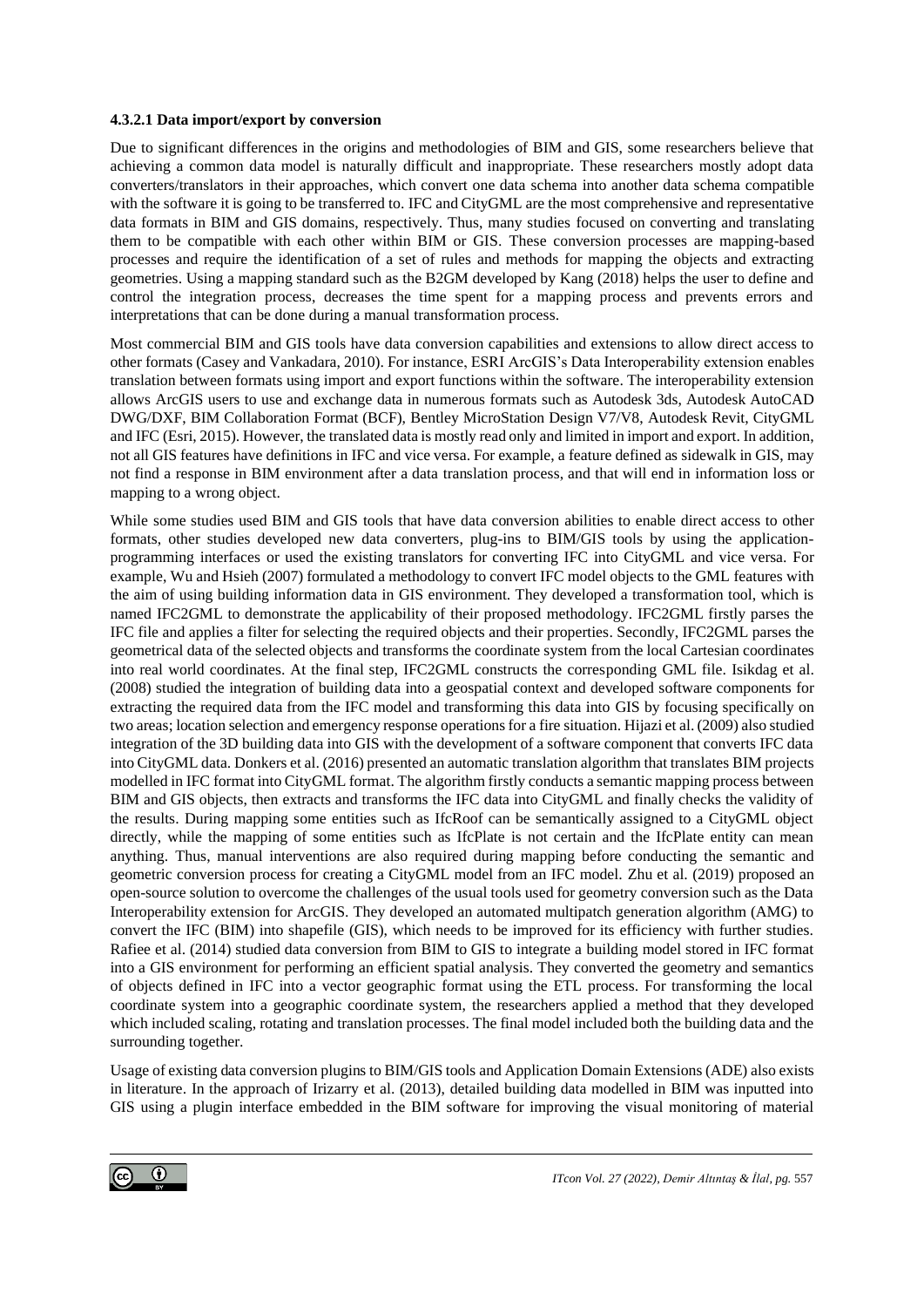#### 4.3.2.1 Data import/export by conversion

Due to significant differences in the origins and methodologies of BIM and GIS, some researchers believe that achieving a common data model is naturally difficult and inappropriate. These researchers mostly adopt data converters/translators in their approaches, which convert one data schema into another data schema compatible with the software it is going to be transferred to. IFC and CityGML are the most comprehensive and representative data formats in BIM and GIS domains, respectively. Thus, many studies focused on converting and translating them to be compatible with each other within BIM or GIS. These conversion processes are mapping-based processes and require the identification of a set of rules and methods for mapping the objects and extracting geometries. Using a mapping standard such as the B2GM developed by Kang (2018) helps the user to define and control the integration process, decreases the time spent for a mapping process and prevents errors and interpretations that can be done during a manual transformation process.

Most commercial BIM and GIS tools have data conversion capabilities and extensions to allow direct access to other formats (Casey and Vankadara, 2010). For instance, ESRI ArcGIS's Data Interoperability extension enables translation between formats using import and export functions within the software. The interoperability extension allows ArcGIS users to use and exchange data in numerous formats such as Autodesk 3ds, Autodesk AutoCAD DWG/DXF, BIM Collaboration Format (BCF), Bentley MicroStation Design V7/V8, Autodesk Revit, CityGML and IFC (Esri, 2015). However, the translated data is mostly read only and limited in import and export. In addition, not all GIS features have definitions in IFC and vice versa. For example, a feature defined as sidewalk in GIS, may not find a response in BIM environment after a data translation process, and that will end in information loss or mapping to a wrong object.

While some studies used BIM and GIS tools that have data conversion abilities to enable direct access to other formats, other studies developed new data converters, plug-ins to BIM/GIS tools by using the application-programming interfaces or used the existing translators for converting IFC into CityGML and vice versa. For example, Wu and Hsieh (2007) formulated a methodology to convert IFC model objects to the GML features with the aim of using building information data in GIS environment. They developed a transformation tool, which is named IFC2GML to demonstrate the applicability of their proposed methodology. IFC2GML firstly parses the IFC file and applies a filter for selecting the required objects and their properties. Secondly, IFC2GML parses the geometrical data of the selected objects and transforms the coordinate system from the local Cartesian coordinates into real world coordinates. At the final step, IFC2GML constructs the corresponding GML file. Isikdag et al. (2008) studied the integration of building data into a geospatial context and developed software components for extracting the required data from the IFC model and transforming this data into GIS by focusing specifically on two areas; location selection and emergency response operations for a fire situation. Hijazi et al. (2009) also studied integration of the 3D building data into GIS with the development of a software component that converts IFC data into CityGML data. Donkers et al. (2016) presented an automatic translation algorithm that translates BIM projects modelled in IFC format into CityGML format. The algorithm firstly conducts a semantic mapping process between BIM and GIS objects, then extracts and transforms the IFC data into CityGML and finally checks the validity of the results. During mapping some entities such as IfcRoof can be semantically assigned to a CityGML object directly, while the mapping of some entities such as IfcPlate is not certain and the IfcPlate entity can mean anything. Thus, manual interventions are also required during mapping before conducting the semantic and geometric conversion process for creating a CityGML model from an IFC model. Zhu et al. (2019) proposed an open-source solution to overcome the challenges of the usual tools used for geometry conversion such as the Data Interoperability extension for ArcGIS. They developed an automated multipatch generation algorithm (AMG) to convert the IFC (BIM) into shapefile (GIS), which needs to be improved for its efficiency with further studies. Rafiee et al. (2014) studied data conversion from BIM to GIS to integrate a building model stored in IFC format into a GIS environment for performing an efficient spatial analysis. They converted the geometry and semantics of objects defined in IFC into a vector geographic format using the ETL process. For transforming the local coordinate system into a geographic coordinate system, the researchers applied a method that they developed which included scaling, rotating and translation processes. The final model included both the building data and the surrounding together.

Usage of existing data conversion plugins to BIM/GIS tools and Application Domain Extensions (ADE) also exists in literature. In the approach of Irizarry et al. (2013), detailed building data modelled in BIM was inputted into GIS using a plugin interface embedded in the BIM software for improving the visual monitoring of material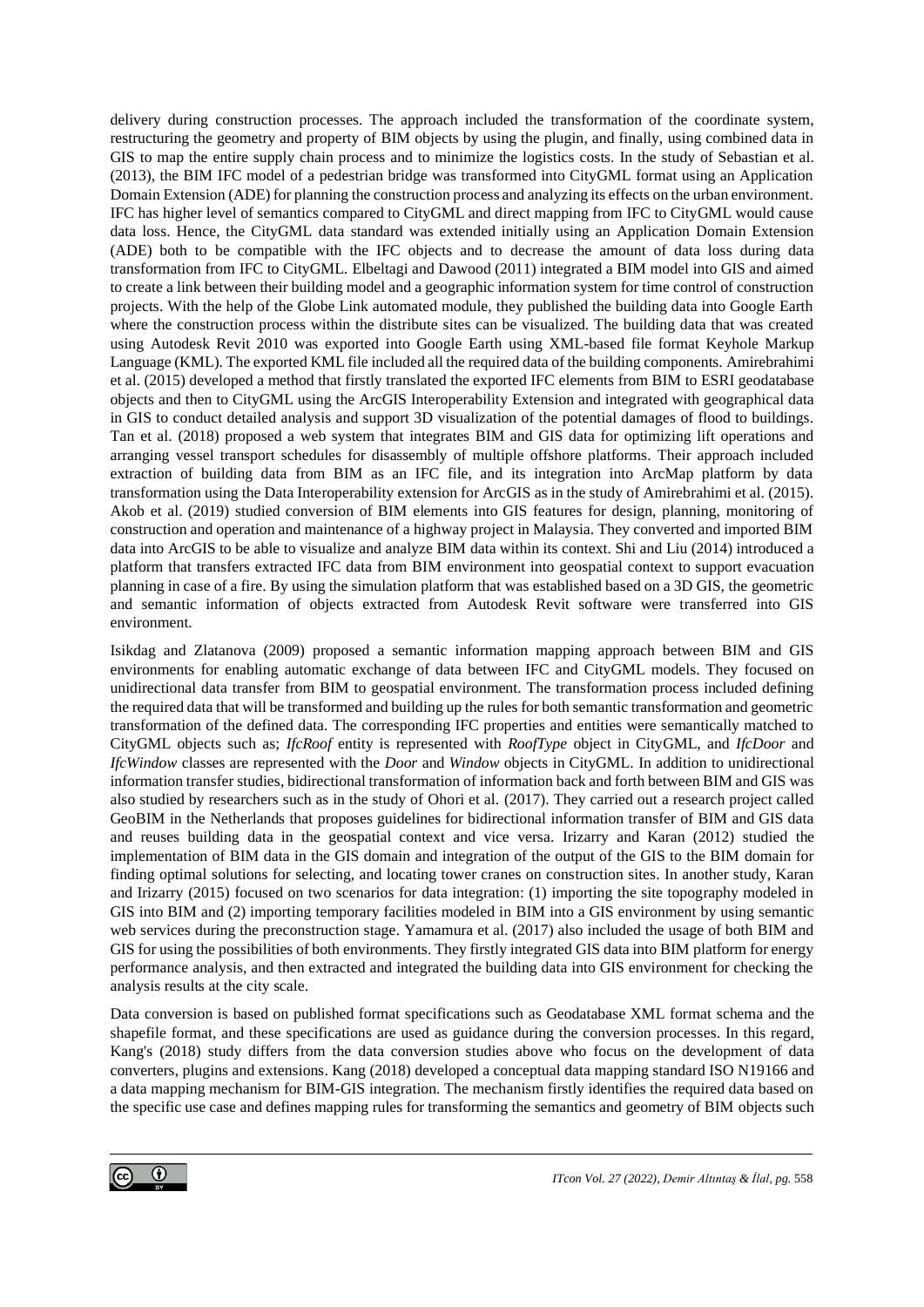delivery during construction processes. The approach included the transformation of the coordinate system, restructuring the geometry and property of BIM objects by using the plugin, and finally, using combined data in GIS to map the entire supply chain process and to minimize the logistics costs. In the study of Sebastian et al. (2013), the BIM IFC model of a pedestrian bridge was transformed into CityGML format using an Application Domain Extension (ADE) for planning the construction process and analyzing its effects on the urban environment. IFC has higher level of semantics compared to CityGML and direct mapping from IFC to CityGML would cause data loss. Hence, the CityGML data standard was extended initially using an Application Domain Extension (ADE) both to be compatible with the IFC objects and to decrease the amount of data loss during data transformation from IFC to CityGML. Elbeltagi and Dawood (2011) integrated a BIM model into GIS and aimed to create a link between their building model and a geographic information system for time control of construction projects. With the help of the Globe Link automated module, they published the building data into Google Earth where the construction process within the distribute sites can be visualized. The building data that was created using Autodesk Revit 2010 was exported into Google Earth using XML-based file format Keyhole Markup Language (KML). The exported KML file included all the required data of the building components. Amirebrahimi et al. (2015) developed a method that firstly translated the exported IFC elements from BIM to ESRI geodatabase objects and then to CityGML using the ArcGIS Interoperability Extension and integrated with geographical data in GIS to conduct detailed analysis and support 3D visualization of the potential damages of flood to buildings. Tan et al. (2018) proposed a web system that integrates BIM and GIS data for optimizing lift operations and arranging vessel transport schedules for disassembly of multiple offshore platforms. Their approach included extraction of building data from BIM as an IFC file, and its integration into ArcMap platform by data transformation using the Data Interoperability extension for ArcGIS as in the study of Amirebrahimi et al. (2015). Akob et al. (2019) studied conversion of BIM elements into GIS features for design, planning, monitoring of construction and operation and maintenance of a highway project in Malaysia. They converted and imported BIM data into ArcGIS to be able to visualize and analyze BIM data within its context. Shi and Liu (2014) introduced a platform that transfers extracted IFC data from BIM environment into geospatial context to support evacuation planning in case of a fire. By using the simulation platform that was established based on a 3D GIS, the geometric and semantic information of objects extracted from Autodesk Revit software were transferred into GIS environment.

Isikdag and Zlatanova (2009) proposed a semantic information mapping approach between BIM and GIS environments for enabling automatic exchange of data between IFC and CityGML models. They focused on unidirectional data transfer from BIM to geospatial environment. The transformation process included defining the required data that will be transformed and building up the rules for both semantic transformation and geometric transformation of the defined data. The corresponding IFC properties and entities were semantically matched to CityGML objects such as; *IfcRoof* entity is represented with *RoofType* object in CityGML, and *IfcDoor* and *IfcWindow* classes are represented with the *Door* and *Window* objects in CityGML. In addition to unidirectional information transfer studies, bidirectional transformation of information back and forth between BIM and GIS was also studied by researchers such as in the study of Ohori et al. (2017). They carried out a research project called GeoBIM in the Netherlands that proposes guidelines for bidirectional information transfer of BIM and GIS data and reuses building data in the geospatial context and vice versa. Irizarry and Karan (2012) studied the implementation of BIM data in the GIS domain and integration of the output of the GIS to the BIM domain for finding optimal solutions for selecting, and locating tower cranes on construction sites. In another study, Karan and Irizarry (2015) focused on two scenarios for data integration: (1) importing the site topography modeled in GIS into BIM and (2) importing temporary facilities modeled in BIM into a GIS environment by using semantic web services during the preconstruction stage. Yamamura et al. (2017) also included the usage of both BIM and GIS for using the possibilities of both environments. They firstly integrated GIS data into BIM platform for energy performance analysis, and then extracted and integrated the building data into GIS environment for checking the analysis results at the city scale.

Data conversion is based on published format specifications such as Geodatabase XML format schema and the shapefile format, and these specifications are used as guidance during the conversion processes. In this regard, Kang's (2018) study differs from the data conversion studies above who focus on the development of data converters, plugins and extensions. Kang (2018) developed a conceptual data mapping standard ISO N19166 and a data mapping mechanism for BIM-GIS integration. The mechanism firstly identifies the required data based on the specific use case and defines mapping rules for transforming the semantics and geometry of BIM objects such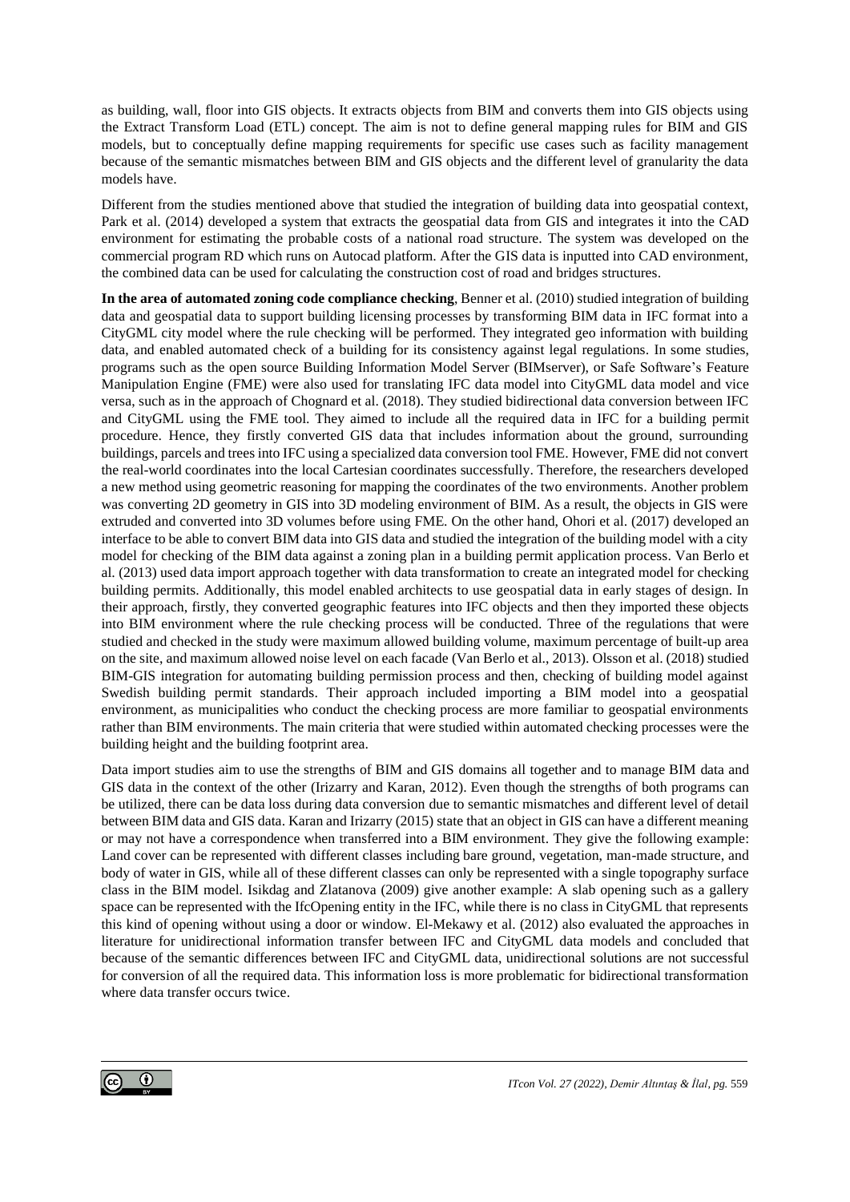as building, wall, floor into GIS objects. It extracts objects from BIM and converts them into GIS objects using the Extract Transform Load (ETL) concept. The aim is not to define general mapping rules for BIM and GIS models, but to conceptually define mapping requirements for specific use cases such as facility management because of the semantic mismatches between BIM and GIS objects and the different level of granularity the data models have.

Different from the studies mentioned above that studied the integration of building data into geospatial context, Park et al. (2014) developed a system that extracts the geospatial data from GIS and integrates it into the CAD environment for estimating the probable costs of a national road structure. The system was developed on the commercial program RD which runs on Autocad platform. After the GIS data is inputted into CAD environment, the combined data can be used for calculating the construction cost of road and bridges structures.

**In the area of automated zoning code compliance checking**, Benner et al. (2010) studied integration of building data and geospatial data to support building licensing processes by transforming BIM data in IFC format into a CityGML city model where the rule checking will be performed. They integrated geo information with building data, and enabled automated check of a building for its consistency against legal regulations. In some studies, programs such as the open source Building Information Model Server (BIMserver), or Safe Software's Feature Manipulation Engine (FME) were also used for translating IFC data model into CityGML data model and vice versa, such as in the approach of Chognard et al. (2018). They studied bidirectional data conversion between IFC and CityGML using the FME tool. They aimed to include all the required data in IFC for a building permit procedure. Hence, they firstly converted GIS data that includes information about the ground, surrounding buildings, parcels and trees into IFC using a specialized data conversion tool FME. However, FME did not convert the real-world coordinates into the local Cartesian coordinates successfully. Therefore, the researchers developed a new method using geometric reasoning for mapping the coordinates of the two environments. Another problem was converting 2D geometry in GIS into 3D modeling environment of BIM. As a result, the objects in GIS were extruded and converted into 3D volumes before using FME. On the other hand, Ohori et al. (2017) developed an interface to be able to convert BIM data into GIS data and studied the integration of the building model with a city model for checking of the BIM data against a zoning plan in a building permit application process. Van Berlo et al. (2013) used data import approach together with data transformation to create an integrated model for checking building permits. Additionally, this model enabled architects to use geospatial data in early stages of design. In their approach, firstly, they converted geographic features into IFC objects and then they imported these objects into BIM environment where the rule checking process will be conducted. Three of the regulations that were studied and checked in the study were maximum allowed building volume, maximum percentage of built-up area on the site, and maximum allowed noise level on each facade (Van Berlo et al., 2013). Olsson et al. (2018) studied BIM-GIS integration for automating building permission process and then, checking of building model against Swedish building permit standards. Their approach included importing a BIM model into a geospatial environment, as municipalities who conduct the checking process are more familiar to geospatial environments rather than BIM environments. The main criteria that were studied within automated checking processes were the building height and the building footprint area.

Data import studies aim to use the strengths of BIM and GIS domains all together and to manage BIM data and GIS data in the context of the other (Irizarry and Karan, 2012). Even though the strengths of both programs can be utilized, there can be data loss during data conversion due to semantic mismatches and different level of detail between BIM data and GIS data. Karan and Irizarry (2015) state that an object in GIS can have a different meaning or may not have a correspondence when transferred into a BIM environment. They give the following example: Land cover can be represented with different classes including bare ground, vegetation, man-made structure, and body of water in GIS, while all of these different classes can only be represented with a single topography surface class in the BIM model. Isikdag and Zlatanova (2009) give another example: A slab opening such as a gallery space can be represented with the IfcOpening entity in the IFC, while there is no class in CityGML that represents this kind of opening without using a door or window. El-Mekawy et al. (2012) also evaluated the approaches in literature for unidirectional information transfer between IFC and CityGML data models and concluded that because of the semantic differences between IFC and CityGML data, unidirectional solutions are not successful for conversion of all the required data. This information loss is more problematic for bidirectional transformation where data transfer occurs twice.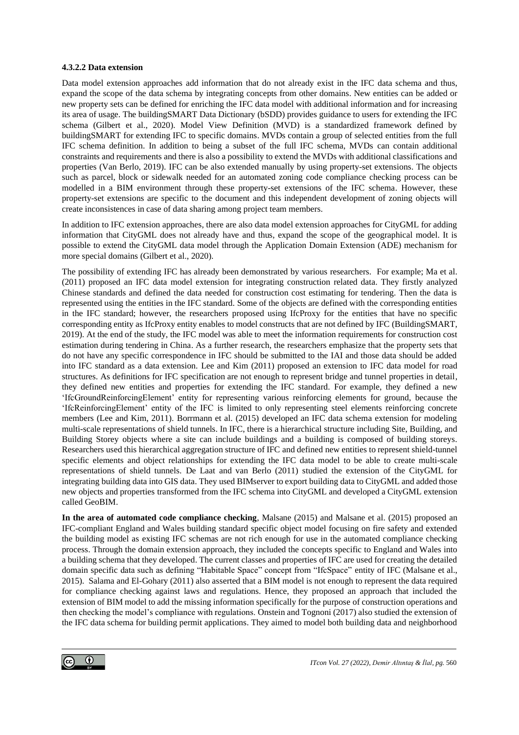#### 4.3.2.2 Data extension

Data model extension approaches add information that do not already exist in the IFC data schema and thus, expand the scope of the data schema by integrating concepts from other domains. New entities can be added or new property sets can be defined for enriching the IFC data model with additional information and for increasing its area of usage. The buildingSMART Data Dictionary (bSDD) provides guidance to users for extending the IFC schema (Gilbert et al., 2020). Model View Definition (MVD) is a standardized framework defined by buildingSMART for extending IFC to specific domains. MVDs contain a group of selected entities from the full IFC schema definition. In addition to being a subset of the full IFC schema, MVDs can contain additional constraints and requirements and there is also a possibility to extend the MVDs with additional classifications and properties (Van Berlo, 2019). IFC can be also extended manually by using property-set extensions. The objects such as parcel, block or sidewalk needed for an automated zoning code compliance checking process can be modelled in a BIM environment through these property-set extensions of the IFC schema. However, these property-set extensions are specific to the document and this independent development of zoning objects will create inconsistences in case of data sharing among project team members.

In addition to IFC extension approaches, there are also data model extension approaches for CityGML for adding information that CityGML does not already have and thus, expand the scope of the geographical model. It is possible to extend the CityGML data model through the Application Domain Extension (ADE) mechanism for more special domains (Gilbert et al., 2020).

The possibility of extending IFC has already been demonstrated by various researchers. For example; Ma et al. (2011) proposed an IFC data model extension for integrating construction related data. They firstly analyzed Chinese standards and defined the data needed for construction cost estimating for tendering. Then the data is represented using the entities in the IFC standard. Some of the objects are defined with the corresponding entities in the IFC standard; however, the researchers proposed using IfcProxy for the entities that have no specific corresponding entity as IfcProxy entity enables to model constructs that are not defined by IFC (BuildingSMART, 2019). At the end of the study, the IFC model was able to meet the information requirements for construction cost estimation during tendering in China. As a further research, the researchers emphasize that the property sets that do not have any specific correspondence in IFC should be submitted to the IAI and those data should be added into IFC standard as a data extension. Lee and Kim (2011) proposed an extension to IFC data model for road structures. As definitions for IFC specification are not enough to represent bridge and tunnel properties in detail, they defined new entities and properties for extending the IFC standard. For example, they defined a new 'IfcGroundReinforcingElement' entity for representing various reinforcing elements for ground, because the 'IfcReinforcingElement' entity of the IFC is limited to only representing steel elements reinforcing concrete members (Lee and Kim, 2011). Borrmann et al. (2015) developed an IFC data schema extension for modeling multi-scale representations of shield tunnels. In IFC, there is a hierarchical structure including Site, Building, and Building Storey objects where a site can include buildings and a building is composed of building storeys. Researchers used this hierarchical aggregation structure of IFC and defined new entities to represent shield-tunnel specific elements and object relationships for extending the IFC data model to be able to create multi-scale representations of shield tunnels. De Laat and van Berlo (2011) studied the extension of the CityGML for integrating building data into GIS data. They used BIMserver to export building data to CityGML and added those new objects and properties transformed from the IFC schema into CityGML and developed a CityGML extension called GeoBIM.

**In the area of automated code compliance checking**, Malsane (2015) and Malsane et al. (2015) proposed an IFC-compliant England and Wales building standard specific object model focusing on fire safety and extended the building model as existing IFC schemas are not rich enough for use in the automated compliance checking process. Through the domain extension approach, they included the concepts specific to England and Wales into a building schema that they developed. The current classes and properties of IFC are used for creating the detailed domain specific data such as defining "Habitable Space" concept from "IfcSpace" entity of IFC (Malsane et al., 2015). Salama and El-Gohary (2011) also asserted that a BIM model is not enough to represent the data required for compliance checking against laws and regulations. Hence, they proposed an approach that included the extension of BIM model to add the missing information specifically for the purpose of construction operations and then checking the model's compliance with regulations. Onstein and Tognoni (2017) also studied the extension of the IFC data schema for building permit applications. They aimed to model both building data and neighborhood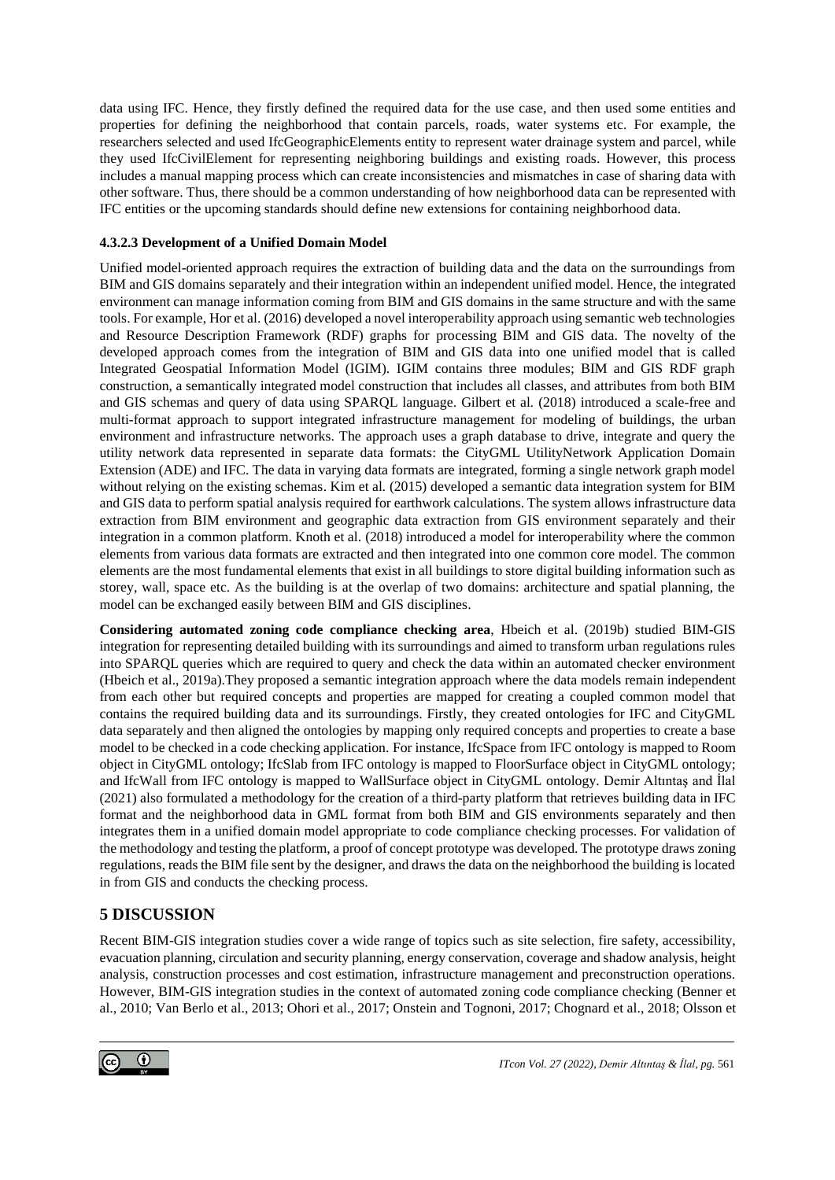data using IFC. Hence, they firstly defined the required data for the use case, and then used some entities and properties for defining the neighborhood that contain parcels, roads, water systems etc. For example, the researchers selected and used IfcGeographicElements entity to represent water drainage system and parcel, while they used IfcCivilElement for representing neighboring buildings and existing roads. However, this process includes a manual mapping process which can create inconsistencies and mismatches in case of sharing data with other software. Thus, there should be a common understanding of how neighborhood data can be represented with IFC entities or the upcoming standards should define new extensions for containing neighborhood data.

#### 4.3.2.3 Development of a Unified Domain Model

Unified model-oriented approach requires the extraction of building data and the data on the surroundings from BIM and GIS domains separately and their integration within an independent unified model. Hence, the integrated environment can manage information coming from BIM and GIS domains in the same structure and with the same tools. For example, Hor et al. (2016) developed a novel interoperability approach using semantic web technologies and Resource Description Framework (RDF) graphs for processing BIM and GIS data. The novelty of the developed approach comes from the integration of BIM and GIS data into one unified model that is called Integrated Geospatial Information Model (IGIM). IGIM contains three modules; BIM and GIS RDF graph construction, a semantically integrated model construction that includes all classes, and attributes from both BIM and GIS schemas and query of data using SPARQL language. Gilbert et al. (2018) introduced a scale-free and multi-format approach to support integrated infrastructure management for modeling of buildings, the urban environment and infrastructure networks. The approach uses a graph database to drive, integrate and query the utility network data represented in separate data formats: the CityGML UtilityNetwork Application Domain Extension (ADE) and IFC. The data in varying data formats are integrated, forming a single network graph model without relying on the existing schemas. Kim et al. (2015) developed a semantic data integration system for BIM and GIS data to perform spatial analysis required for earthwork calculations. The system allows infrastructure data extraction from BIM environment and geographic data extraction from GIS environment separately and their integration in a common platform. Knoth et al. (2018) introduced a model for interoperability where the common elements from various data formats are extracted and then integrated into one common core model. The common elements are the most fundamental elements that exist in all buildings to store digital building information such as storey, wall, space etc. As the building is at the overlap of two domains: architecture and spatial planning, the model can be exchanged easily between BIM and GIS disciplines.

**Considering automated zoning code compliance checking area**, Hbeich et al. (2019b) studied BIM-GIS integration for representing detailed building with its surroundings and aimed to transform urban regulations rules into SPARQL queries which are required to query and check the data within an automated checker environment (Hbeich et al., 2019a).They proposed a semantic integration approach where the data models remain independent from each other but required concepts and properties are mapped for creating a coupled common model that contains the required building data and its surroundings. Firstly, they created ontologies for IFC and CityGML data separately and then aligned the ontologies by mapping only required concepts and properties to create a base model to be checked in a code checking application. For instance, IfcSpace from IFC ontology is mapped to Room object in CityGML ontology; IfcSlab from IFC ontology is mapped to FloorSurface object in CityGML ontology; and IfcWall from IFC ontology is mapped to WallSurface object in CityGML ontology. Demir Altıntaş and İlal (2021) also formulated a methodology for the creation of a third-party platform that retrieves building data in IFC format and the neighborhood data in GML format from both BIM and GIS environments separately and then integrates them in a unified domain model appropriate to code compliance checking processes. For validation of the methodology and testing the platform, a proof of concept prototype was developed. The prototype draws zoning regulations, reads the BIM file sent by the designer, and draws the data on the neighborhood the building is located in from GIS and conducts the checking process.

## 5 DISCUSSION

Recent BIM-GIS integration studies cover a wide range of topics such as site selection, fire safety, accessibility, evacuation planning, circulation and security planning, energy conservation, coverage and shadow analysis, height analysis, construction processes and cost estimation, infrastructure management and preconstruction operations. However, BIM-GIS integration studies in the context of automated zoning code compliance checking (Benner et al., 2010; Van Berlo et al., 2013; Ohori et al., 2017; Onstein and Tognoni, 2017; Chognard et al., 2018; Olsson et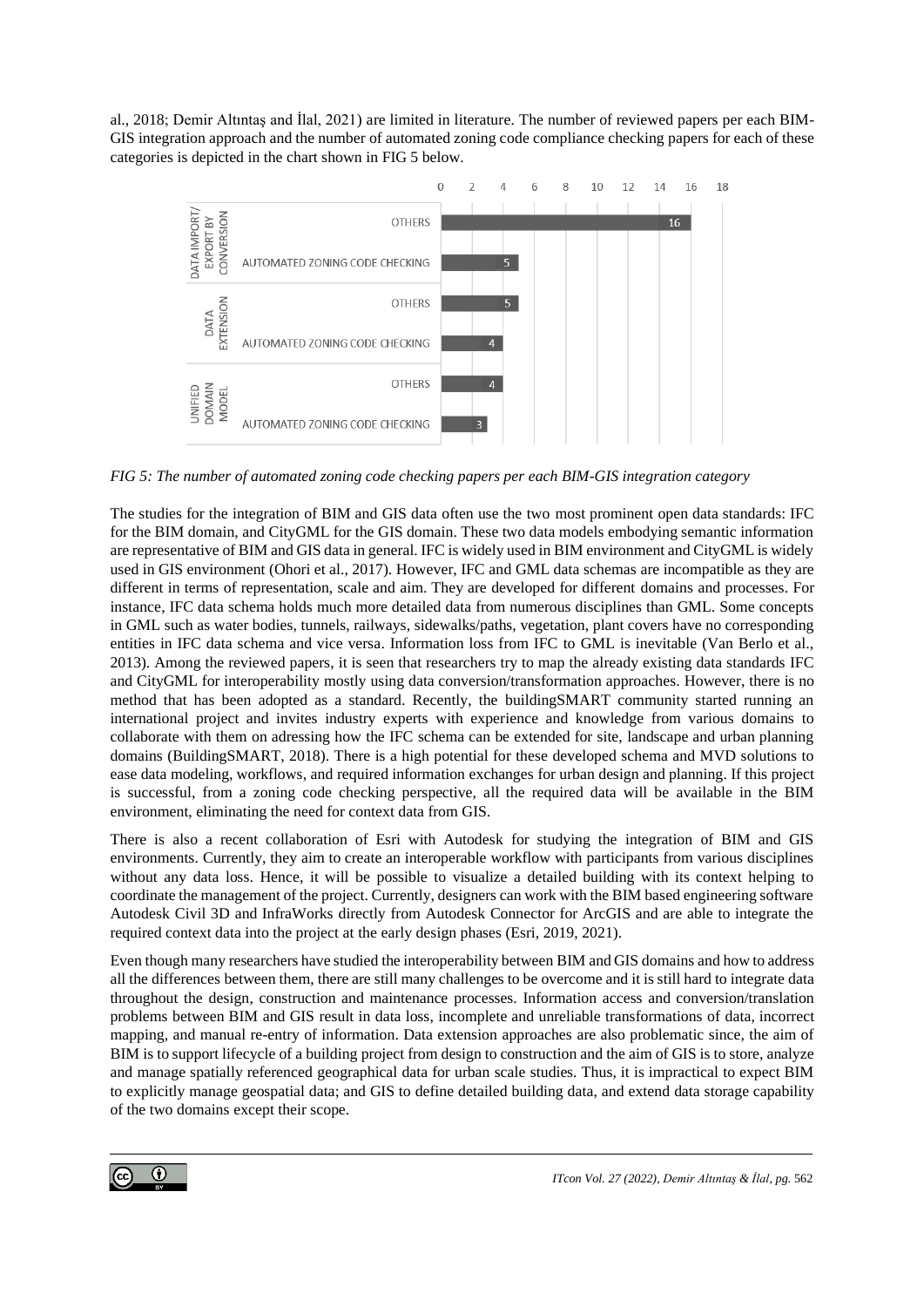al., 2018; Demir Altıntaş and İlal, 2021) are limited in literature. The number of reviewed papers per each BIM-GIS integration approach and the number of automated zoning code compliance checking papers for each of these categories is depicted in the chart shown in FIG 5 below.

*FIG 5: The number of automated zoning code checking papers per each BIM-GIS integration category*

The studies for the integration of BIM and GIS data often use the two most prominent open data standards: IFC for the BIM domain, and CityGML for the GIS domain. These two data models embodying semantic information are representative of BIM and GIS data in general. IFC is widely used in BIM environment and CityGML is widely used in GIS environment (Ohori et al., 2017). However, IFC and GML data schemas are incompatible as they are different in terms of representation, scale and aim. They are developed for different domains and processes. For instance, IFC data schema holds much more detailed data from numerous disciplines than GML. Some concepts in GML such as water bodies, tunnels, railways, sidewalks/paths, vegetation, plant covers have no corresponding entities in IFC data schema and vice versa. Information loss from IFC to GML is inevitable (Van Berlo et al., 2013). Among the reviewed papers, it is seen that researchers try to map the already existing data standards IFC and CityGML for interoperability mostly using data conversion/transformation approaches. However, there is no method that has been adopted as a standard. Recently, the buildingSMART community started running an international project and invites industry experts with experience and knowledge from various domains to collaborate with them on adressing how the IFC schema can be extended for site, landscape and urban planning domains (BuildingSMART, 2018). There is a high potential for these developed schema and MVD solutions to ease data modeling, workflows, and required information exchanges for urban design and planning. If this project is successful, from a zoning code checking perspective, all the required data will be available in the BIM environment, eliminating the need for context data from GIS.

There is also a recent collaboration of Esri with Autodesk for studying the integration of BIM and GIS environments. Currently, they aim to create an interoperable workflow with participants from various disciplines without any data loss. Hence, it will be possible to visualize a detailed building with its context helping to coordinate the management of the project. Currently, designers can work with the BIM based engineering software Autodesk Civil 3D and InfraWorks directly from Autodesk Connector for ArcGIS and are able to integrate the required context data into the project at the early design phases (Esri, 2019, 2021).

Even though many researchers have studied the interoperability between BIM and GIS domains and how to address all the differences between them, there are still many challenges to be overcome and it is still hard to integrate data throughout the design, construction and maintenance processes. Information access and conversion/translation problems between BIM and GIS result in data loss, incomplete and unreliable transformations of data, incorrect mapping, and manual re-entry of information. Data extension approaches are also problematic since, the aim of BIM is to support lifecycle of a building project from design to construction and the aim of GIS is to store, analyze and manage spatially referenced geographical data for urban scale studies. Thus, it is impractical to expect BIM to explicitly manage geospatial data; and GIS to define detailed building data, and extend data storage capability of the two domains except their scope.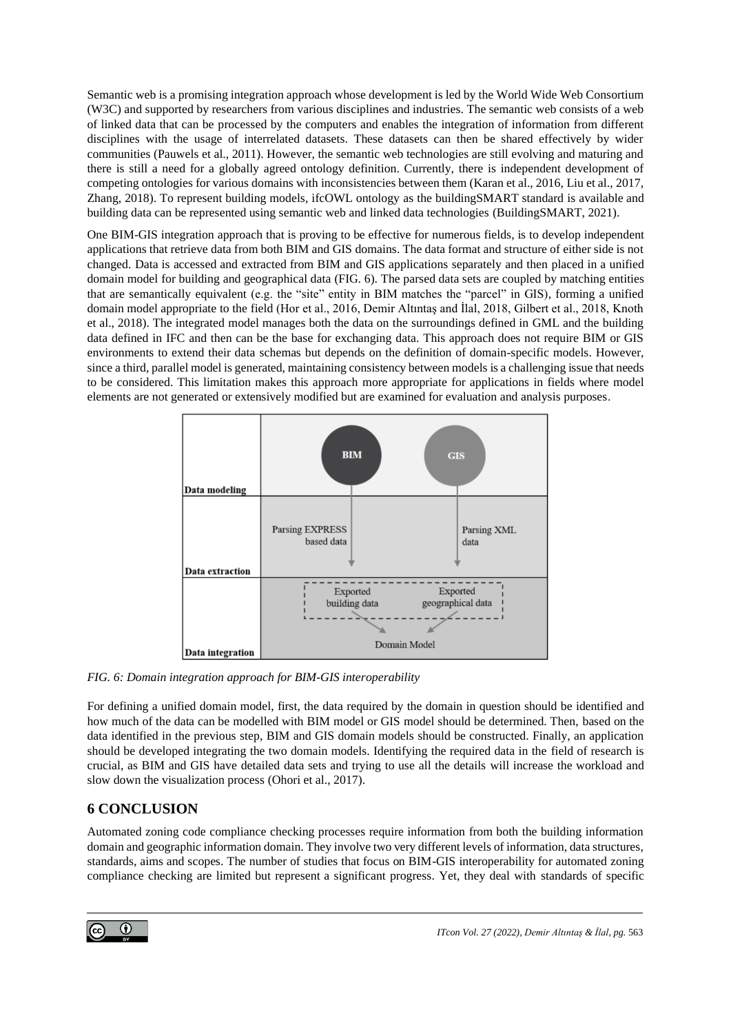Semantic web is a promising integration approach whose development is led by the World Wide Web Consortium (W3C) and supported by researchers from various disciplines and industries. The semantic web consists of a web of linked data that can be processed by the computers and enables the integration of information from different disciplines with the usage of interrelated datasets. These datasets can then be shared effectively by wider communities (Pauwels et al., 2011). However, the semantic web technologies are still evolving and maturing and there is still a need for a globally agreed ontology definition. Currently, there is independent development of competing ontologies for various domains with inconsistencies between them (Karan et al., 2016, Liu et al., 2017, Zhang, 2018). To represent building models, ifcOWL ontology as the buildingSMART standard is available and building data can be represented using semantic web and linked data technologies (BuildingSMART, 2021).

One BIM-GIS integration approach that is proving to be effective for numerous fields, is to develop independent applications that retrieve data from both BIM and GIS domains. The data format and structure of either side is not changed. Data is accessed and extracted from BIM and GIS applications separately and then placed in a unified domain model for building and geographical data (FIG. 6). The parsed data sets are coupled by matching entities that are semantically equivalent (e.g. the "site" entity in BIM matches the "parcel" in GIS), forming a unified domain model appropriate to the field (Hor et al., 2016, Demir Altıntaş and İlal, 2018, Gilbert et al., 2018, Knoth et al., 2018). The integrated model manages both the data on the surroundings defined in GML and the building data defined in IFC and then can be the base for exchanging data. This approach does not require BIM or GIS environments to extend their data schemas but depends on the definition of domain-specific models. However, since a third, parallel model is generated, maintaining consistency between models is a challenging issue that needs to be considered. This limitation makes this approach more appropriate for applications in fields where model elements are not generated or extensively modified but are examined for evaluation and analysis purposes.

| | | |
|---|---|---|
| Data modeling | BIM | GIS |
| Data extraction | Parsing EXPRESS based data | Parsing XML data |
| Data integration | Exported building data → Domain Model | Exported geographical data → Domain Model |

*FIG. 6: Domain integration approach for BIM-GIS interoperability*

For defining a unified domain model, first, the data required by the domain in question should be identified and how much of the data can be modelled with BIM model or GIS model should be determined. Then, based on the data identified in the previous step, BIM and GIS domain models should be constructed. Finally, an application should be developed integrating the two domain models. Identifying the required data in the field of research is crucial, as BIM and GIS have detailed data sets and trying to use all the details will increase the workload and slow down the visualization process (Ohori et al., 2017).

## 6 CONCLUSION

Automated zoning code compliance checking processes require information from both the building information domain and geographic information domain. They involve two very different levels of information, data structures, standards, aims and scopes. The number of studies that focus on BIM-GIS interoperability for automated zoning compliance checking are limited but represent a significant progress. Yet, they deal with standards of specific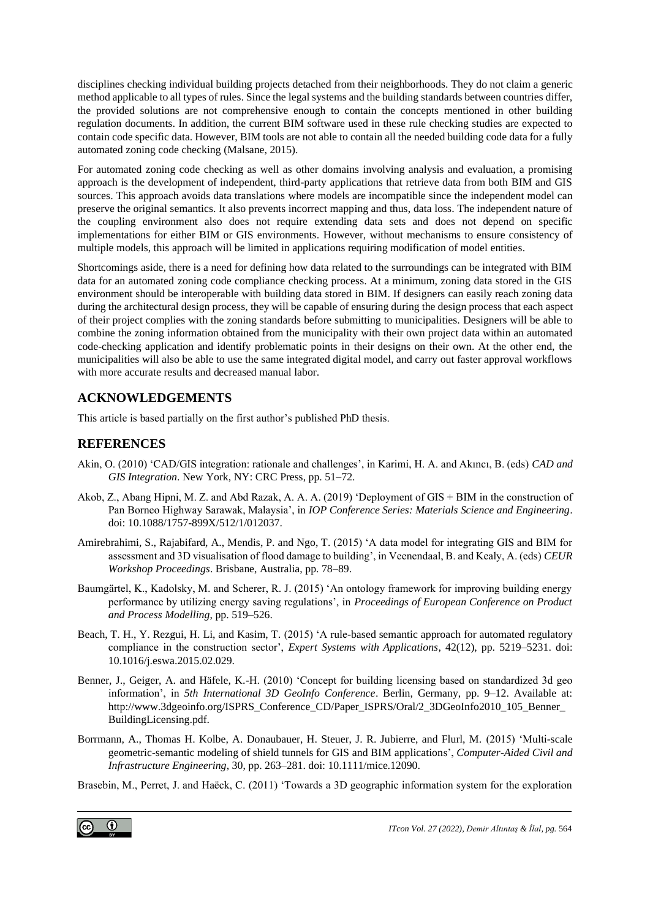disciplines checking individual building projects detached from their neighborhoods. They do not claim a generic method applicable to all types of rules. Since the legal systems and the building standards between countries differ, the provided solutions are not comprehensive enough to contain the concepts mentioned in other building regulation documents. In addition, the current BIM software used in these rule checking studies are expected to contain code specific data. However, BIM tools are not able to contain all the needed building code data for a fully automated zoning code checking (Malsane, 2015).

For automated zoning code checking as well as other domains involving analysis and evaluation, a promising approach is the development of independent, third-party applications that retrieve data from both BIM and GIS sources. This approach avoids data translations where models are incompatible since the independent model can preserve the original semantics. It also prevents incorrect mapping and thus, data loss. The independent nature of the coupling environment also does not require extending data sets and does not depend on specific implementations for either BIM or GIS environments. However, without mechanisms to ensure consistency of multiple models, this approach will be limited in applications requiring modification of model entities.

Shortcomings aside, there is a need for defining how data related to the surroundings can be integrated with BIM data for an automated zoning code compliance checking process. At a minimum, zoning data stored in the GIS environment should be interoperable with building data stored in BIM. If designers can easily reach zoning data during the architectural design process, they will be capable of ensuring during the design process that each aspect of their project complies with the zoning standards before submitting to municipalities. Designers will be able to combine the zoning information obtained from the municipality with their own project data within an automated code-checking application and identify problematic points in their designs on their own. At the other end, the municipalities will also be able to use the same integrated digital model, and carry out faster approval workflows with more accurate results and decreased manual labor.

## ACKNOWLEDGEMENTS

This article is based partially on the first author's published PhD thesis.

## REFERENCES

Akin, O. (2010) 'CAD/GIS integration: rationale and challenges', in Karimi, H. A. and Akıncı, B. (eds) *CAD and GIS Integration*. New York, NY: CRC Press, pp. 51–72.

Akob, Z., Abang Hipni, M. Z. and Abd Razak, A. A. A. (2019) 'Deployment of GIS + BIM in the construction of Pan Borneo Highway Sarawak, Malaysia', in *IOP Conference Series: Materials Science and Engineering*. doi: 10.1088/1757-899X/512/1/012037.

Amirebrahimi, S., Rajabifard, A., Mendis, P. and Ngo, T. (2015) 'A data model for integrating GIS and BIM for assessment and 3D visualisation of flood damage to building', in Veenendaal, B. and Kealy, A. (eds) *CEUR Workshop Proceedings*. Brisbane, Australia, pp. 78–89.

Baumgärtel, K., Kadolsky, M. and Scherer, R. J. (2015) 'An ontology framework for improving building energy performance by utilizing energy saving regulations', in *Proceedings of European Conference on Product and Process Modelling*, pp. 519–526.

Beach, T. H., Y. Rezgui, H. Li, and Kasim, T. (2015) 'A rule-based semantic approach for automated regulatory compliance in the construction sector', *Expert Systems with Applications*, 42(12), pp. 5219–5231. doi: 10.1016/j.eswa.2015.02.029.

Benner, J., Geiger, A. and Häfele, K.-H. (2010) 'Concept for building licensing based on standardized 3d geo information', in *5th International 3D GeoInfo Conference*. Berlin, Germany, pp. 9–12. Available at: http://www.3dgeoinfo.org/ISPRS_Conference_CD/Paper_ISPRS/Oral/2_3DGeoInfo2010_105_Benner_BuildingLicensing.pdf.

Borrmann, A., Thomas H. Kolbe, A. Donaubauer, H. Steuer, J. R. Jubierre, and Flurl, M. (2015) 'Multi-scale geometric-semantic modeling of shield tunnels for GIS and BIM applications', *Computer-Aided Civil and Infrastructure Engineering*, 30, pp. 263–281. doi: 10.1111/mice.12090.

Brasebin, M., Perret, J. and Haëck, C. (2011) 'Towards a 3D geographic information system for the exploration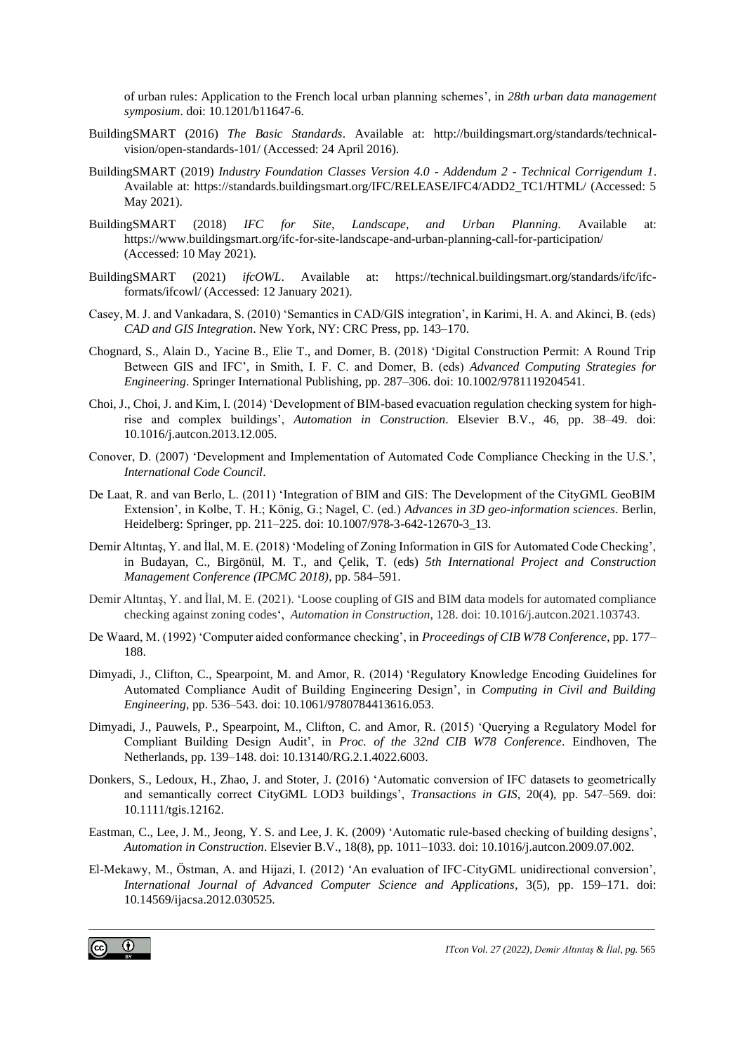of urban rules: Application to the French local urban planning schemes', in *28th urban data management symposium*. doi: 10.1201/b11647-6.

BuildingSMART (2016) *The Basic Standards*. Available at: http://buildingsmart.org/standards/technical-vision/open-standards-101/ (Accessed: 24 April 2016).

BuildingSMART (2019) *Industry Foundation Classes Version 4.0 - Addendum 2 - Technical Corrigendum 1*. Available at: https://standards.buildingsmart.org/IFC/RELEASE/IFC4/ADD2_TC1/HTML/ (Accessed: 5 May 2021).

BuildingSMART (2018) *IFC for Site, Landscape, and Urban Planning*. Available at: https://www.buildingsmart.org/ifc-for-site-landscape-and-urban-planning-call-for-participation/ (Accessed: 10 May 2021).

BuildingSMART (2021) *ifcOWL*. Available at: https://technical.buildingsmart.org/standards/ifc/ifc-formats/ifcowl/ (Accessed: 12 January 2021).

Casey, M. J. and Vankadara, S. (2010) 'Semantics in CAD/GIS integration', in Karimi, H. A. and Akinci, B. (eds) *CAD and GIS Integration*. New York, NY: CRC Press, pp. 143–170.

Chognard, S., Alain D., Yacine B., Elie T., and Domer, B. (2018) 'Digital Construction Permit: A Round Trip Between GIS and IFC', in Smith, I. F. C. and Domer, B. (eds) *Advanced Computing Strategies for Engineering*. Springer International Publishing, pp. 287–306. doi: 10.1002/9781119204541.

Choi, J., Choi, J. and Kim, I. (2014) 'Development of BIM-based evacuation regulation checking system for high-rise and complex buildings', *Automation in Construction*. Elsevier B.V., 46, pp. 38–49. doi: 10.1016/j.autcon.2013.12.005.

Conover, D. (2007) 'Development and Implementation of Automated Code Compliance Checking in the U.S.', *International Code Council*.

De Laat, R. and van Berlo, L. (2011) 'Integration of BIM and GIS: The Development of the CityGML GeoBIM Extension', in Kolbe, T. H.; König, G.; Nagel, C. (ed.) *Advances in 3D geo-information sciences*. Berlin, Heidelberg: Springer, pp. 211–225. doi: 10.1007/978-3-642-12670-3_13.

Demir Altıntaş, Y. and İlal, M. E. (2018) 'Modeling of Zoning Information in GIS for Automated Code Checking', in Budayan, C., Birgönül, M. T., and Çelik, T. (eds) *5th International Project and Construction Management Conference (IPCMC 2018)*, pp. 584–591.

Demir Altıntaş, Y. and İlal, M. E. (2021). 'Loose coupling of GIS and BIM data models for automated compliance checking against zoning codes', *Automation in Construction*, 128. doi: 10.1016/j.autcon.2021.103743.

De Waard, M. (1992) 'Computer aided conformance checking', in *Proceedings of CIB W78 Conference*, pp. 177–188.

Dimyadi, J., Clifton, C., Spearpoint, M. and Amor, R. (2014) 'Regulatory Knowledge Encoding Guidelines for Automated Compliance Audit of Building Engineering Design', in *Computing in Civil and Building Engineering*, pp. 536–543. doi: 10.1061/9780784413616.053.

Dimyadi, J., Pauwels, P., Spearpoint, M., Clifton, C. and Amor, R. (2015) 'Querying a Regulatory Model for Compliant Building Design Audit', in *Proc. of the 32nd CIB W78 Conference*. Eindhoven, The Netherlands, pp. 139–148. doi: 10.13140/RG.2.1.4022.6003.

Donkers, S., Ledoux, H., Zhao, J. and Stoter, J. (2016) 'Automatic conversion of IFC datasets to geometrically and semantically correct CityGML LOD3 buildings', *Transactions in GIS*, 20(4), pp. 547–569. doi: 10.1111/tgis.12162.

Eastman, C., Lee, J. M., Jeong, Y. S. and Lee, J. K. (2009) 'Automatic rule-based checking of building designs', *Automation in Construction*. Elsevier B.V., 18(8), pp. 1011–1033. doi: 10.1016/j.autcon.2009.07.002.

El-Mekawy, M., Östman, A. and Hijazi, I. (2012) 'An evaluation of IFC-CityGML unidirectional conversion', *International Journal of Advanced Computer Science and Applications*, 3(5), pp. 159–171. doi: 10.14569/ijacsa.2012.030525.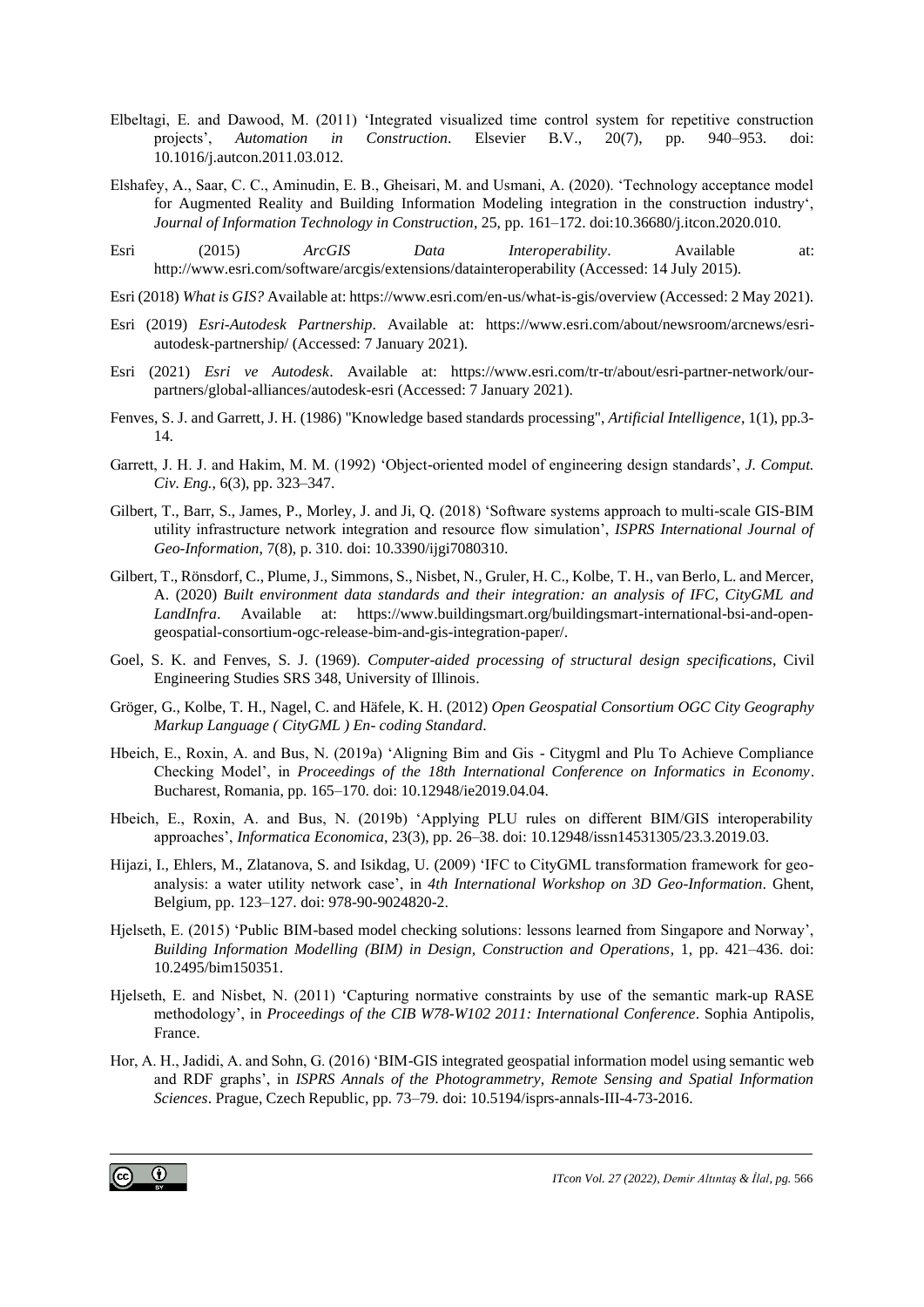Elbeltagi, E. and Dawood, M. (2011) 'Integrated visualized time control system for repetitive construction projects', *Automation in Construction*. Elsevier B.V., 20(7), pp. 940–953. doi: 10.1016/j.autcon.2011.03.012.

Elshafey, A., Saar, C. C., Aminudin, E. B., Gheisari, M. and Usmani, A. (2020). 'Technology acceptance model for Augmented Reality and Building Information Modeling integration in the construction industry', *Journal of Information Technology in Construction*, 25, pp. 161–172. doi:10.36680/j.itcon.2020.010.

Esri (2015) *ArcGIS Data Interoperability*. Available at: http://www.esri.com/software/arcgis/extensions/datainteroperability (Accessed: 14 July 2015).

Esri (2018) *What is GIS?* Available at: https://www.esri.com/en-us/what-is-gis/overview (Accessed: 2 May 2021).

Esri (2019) *Esri-Autodesk Partnership*. Available at: https://www.esri.com/about/newsroom/arcnews/esri-autodesk-partnership/ (Accessed: 7 January 2021).

Esri (2021) *Esri ve Autodesk*. Available at: https://www.esri.com/tr-tr/about/esri-partner-network/our-partners/global-alliances/autodesk-esri (Accessed: 7 January 2021).

Fenves, S. J. and Garrett, J. H. (1986) "Knowledge based standards processing", *Artificial Intelligence*, 1(1), pp.3-14.

Garrett, J. H. J. and Hakim, M. M. (1992) 'Object-oriented model of engineering design standards', *J. Comput. Civ. Eng.*, 6(3), pp. 323–347.

Gilbert, T., Barr, S., James, P., Morley, J. and Ji, Q. (2018) 'Software systems approach to multi-scale GIS-BIM utility infrastructure network integration and resource flow simulation', *ISPRS International Journal of Geo-Information*, 7(8), p. 310. doi: 10.3390/ijgi7080310.

Gilbert, T., Rönsdorf, C., Plume, J., Simmons, S., Nisbet, N., Gruler, H. C., Kolbe, T. H., van Berlo, L. and Mercer, A. (2020) *Built environment data standards and their integration: an analysis of IFC, CityGML and LandInfra*. Available at: https://www.buildingsmart.org/buildingsmart-international-bsi-and-open-geospatial-consortium-ogc-release-bim-and-gis-integration-paper/.

Goel, S. K. and Fenves, S. J. (1969). *Computer-aided processing of structural design specifications*, Civil Engineering Studies SRS 348, University of Illinois.

Gröger, G., Kolbe, T. H., Nagel, C. and Häfele, K. H. (2012) *Open Geospatial Consortium OGC City Geography Markup Language ( CityGML ) En- coding Standard*.

Hbeich, E., Roxin, A. and Bus, N. (2019a) 'Aligning Bim and Gis - Citygml and Plu To Achieve Compliance Checking Model', in *Proceedings of the 18th International Conference on Informatics in Economy*. Bucharest, Romania, pp. 165–170. doi: 10.12948/ie2019.04.04.

Hbeich, E., Roxin, A. and Bus, N. (2019b) 'Applying PLU rules on different BIM/GIS interoperability approaches', *Informatica Economica*, 23(3), pp. 26–38. doi: 10.12948/issn14531305/23.3.2019.03.

Hijazi, I., Ehlers, M., Zlatanova, S. and Isikdag, U. (2009) 'IFC to CityGML transformation framework for geo-analysis: a water utility network case', in *4th International Workshop on 3D Geo-Information*. Ghent, Belgium, pp. 123–127. doi: 978-90-9024820-2.

Hjelseth, E. (2015) 'Public BIM-based model checking solutions: lessons learned from Singapore and Norway', *Building Information Modelling (BIM) in Design, Construction and Operations*, 1, pp. 421–436. doi: 10.2495/bim150351.

Hjelseth, E. and Nisbet, N. (2011) 'Capturing normative constraints by use of the semantic mark-up RASE methodology', in *Proceedings of the CIB W78-W102 2011: International Conference*. Sophia Antipolis, France.

Hor, A. H., Jadidi, A. and Sohn, G. (2016) 'BIM-GIS integrated geospatial information model using semantic web and RDF graphs', in *ISPRS Annals of the Photogrammetry, Remote Sensing and Spatial Information Sciences*. Prague, Czech Republic, pp. 73–79. doi: 10.5194/isprs-annals-III-4-73-2016.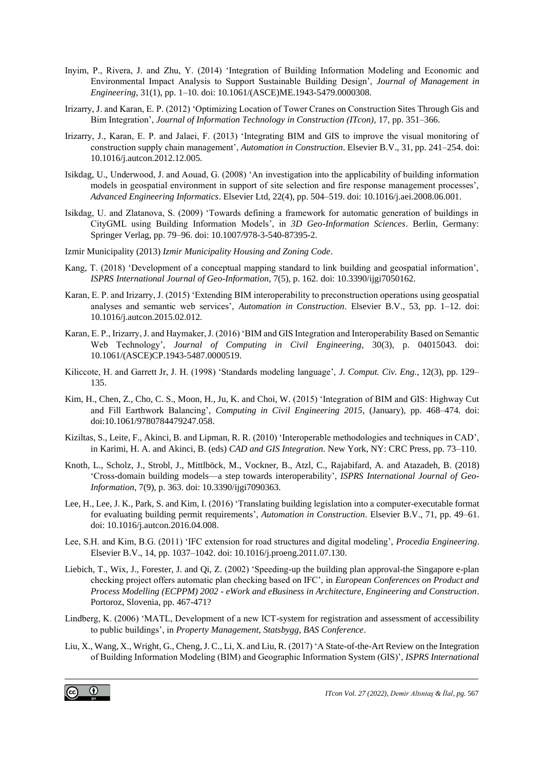Inyim, P., Rivera, J. and Zhu, Y. (2014) 'Integration of Building Information Modeling and Economic and Environmental Impact Analysis to Support Sustainable Building Design', *Journal of Management in Engineering*, 31(1), pp. 1–10. doi: 10.1061/(ASCE)ME.1943-5479.0000308.

Irizarry, J. and Karan, E. P. (2012) 'Optimizing Location of Tower Cranes on Construction Sites Through Gis and Bim Integration', *Journal of Information Technology in Construction (ITcon)*, 17, pp. 351–366.

Irizarry, J., Karan, E. P. and Jalaei, F. (2013) 'Integrating BIM and GIS to improve the visual monitoring of construction supply chain management', *Automation in Construction*. Elsevier B.V., 31, pp. 241–254. doi: 10.1016/j.autcon.2012.12.005.

Isikdag, U., Underwood, J. and Aouad, G. (2008) 'An investigation into the applicability of building information models in geospatial environment in support of site selection and fire response management processes', *Advanced Engineering Informatics*. Elsevier Ltd, 22(4), pp. 504–519. doi: 10.1016/j.aei.2008.06.001.

Isikdag, U. and Zlatanova, S. (2009) 'Towards defining a framework for automatic generation of buildings in CityGML using Building Information Models', in *3D Geo-Information Sciences*. Berlin, Germany: Springer Verlag, pp. 79–96. doi: 10.1007/978-3-540-87395-2.

Izmir Municipality (2013) *Izmir Municipality Housing and Zoning Code*.

Kang, T. (2018) 'Development of a conceptual mapping standard to link building and geospatial information', *ISPRS International Journal of Geo-Information*, 7(5), p. 162. doi: 10.3390/ijgi7050162.

Karan, E. P. and Irizarry, J. (2015) 'Extending BIM interoperability to preconstruction operations using geospatial analyses and semantic web services', *Automation in Construction*. Elsevier B.V., 53, pp. 1–12. doi: 10.1016/j.autcon.2015.02.012.

Karan, E. P., Irizarry, J. and Haymaker, J. (2016) 'BIM and GIS Integration and Interoperability Based on Semantic Web Technology', *Journal of Computing in Civil Engineering*, 30(3), p. 04015043. doi: 10.1061/(ASCE)CP.1943-5487.0000519.

Kiliccote, H. and Garrett Jr, J. H. (1998) 'Standards modeling language', *J. Comput. Civ. Eng.*, 12(3), pp. 129–135.

Kim, H., Chen, Z., Cho, C. S., Moon, H., Ju, K. and Choi, W. (2015) 'Integration of BIM and GIS: Highway Cut and Fill Earthwork Balancing', *Computing in Civil Engineering 2015*, (January), pp. 468–474. doi: doi:10.1061/9780784479247.058.

Kiziltas, S., Leite, F., Akinci, B. and Lipman, R. R. (2010) 'Interoperable methodologies and techniques in CAD', in Karimi, H. A. and Akinci, B. (eds) *CAD and GIS Integration*. New York, NY: CRC Press, pp. 73–110.

Knoth, L., Scholz, J., Strobl, J., Mittlböck, M., Vockner, B., Atzl, C., Rajabifard, A. and Atazadeh, B. (2018) 'Cross-domain building models—a step towards interoperability', *ISPRS International Journal of Geo-Information*, 7(9), p. 363. doi: 10.3390/ijgi7090363.

Lee, H., Lee, J. K., Park, S. and Kim, I. (2016) 'Translating building legislation into a computer-executable format for evaluating building permit requirements', *Automation in Construction*. Elsevier B.V., 71, pp. 49–61. doi: 10.1016/j.autcon.2016.04.008.

Lee, S.H. and Kim, B.G. (2011) 'IFC extension for road structures and digital modeling', *Procedia Engineering*. Elsevier B.V., 14, pp. 1037–1042. doi: 10.1016/j.proeng.2011.07.130.

Liebich, T., Wix, J., Forester, J. and Qi, Z. (2002) 'Speeding-up the building plan approval-the Singapore e-plan checking project offers automatic plan checking based on IFC', in *European Conferences on Product and Process Modelling (ECPPM) 2002 - eWork and eBusiness in Architecture, Engineering and Construction*. Portoroz, Slovenia, pp. 467-471?

Lindberg, K. (2006) 'MATL, Development of a new ICT-system for registration and assessment of accessibility to public buildings', in *Property Management, Statsbygg, BAS Conference*.

Liu, X., Wang, X., Wright, G., Cheng, J. C., Li, X. and Liu, R. (2017) 'A State-of-the-Art Review on the Integration of Building Information Modeling (BIM) and Geographic Information System (GIS)', *ISPRS International*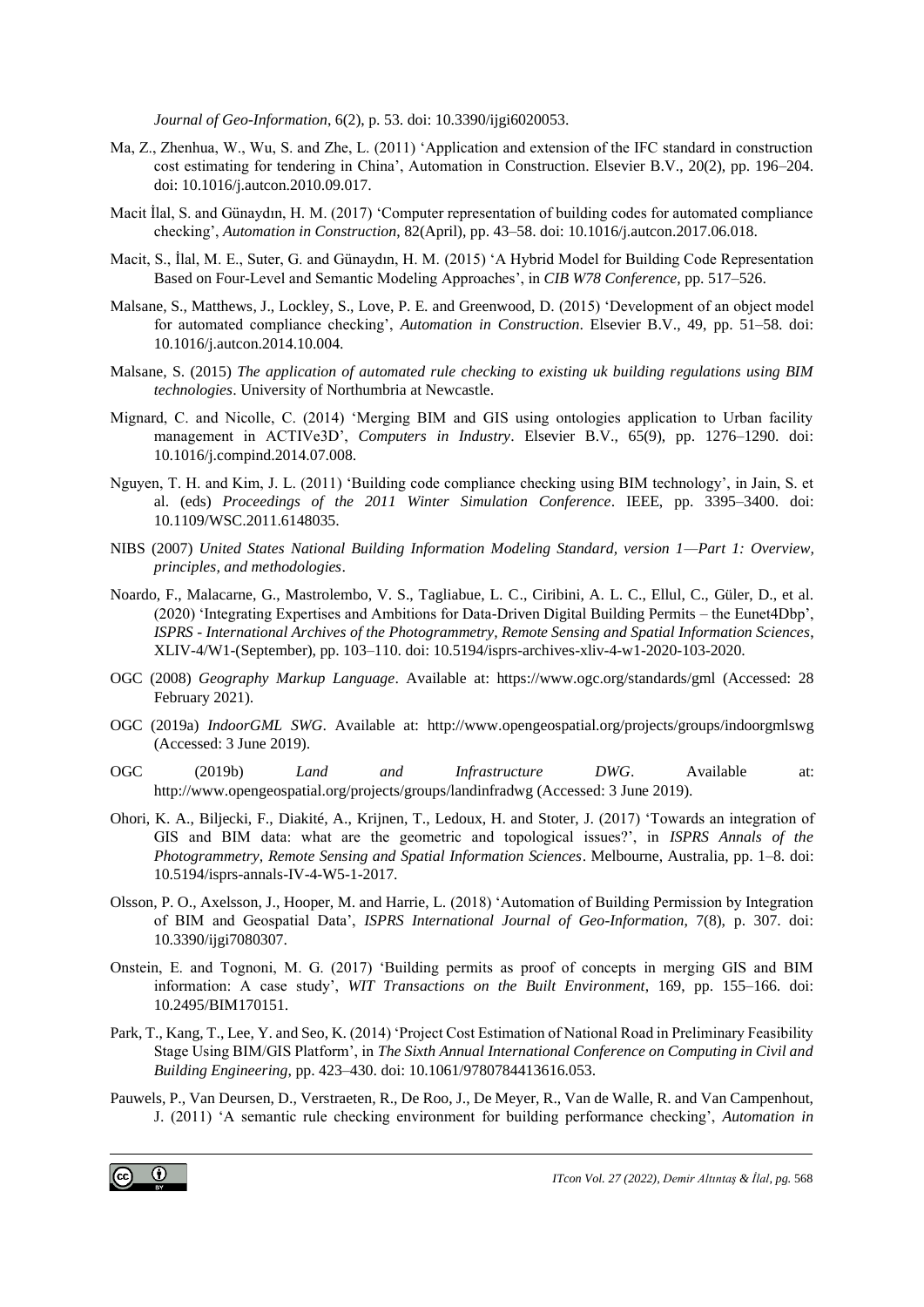*Journal of Geo-Information*, 6(2), p. 53. doi: 10.3390/ijgi6020053.

Ma, Z., Zhenhua, W., Wu, S. and Zhe, L. (2011) 'Application and extension of the IFC standard in construction cost estimating for tendering in China', Automation in Construction. Elsevier B.V., 20(2), pp. 196–204. doi: 10.1016/j.autcon.2010.09.017.

Macit İlal, S. and Günaydın, H. M. (2017) 'Computer representation of building codes for automated compliance checking', *Automation in Construction*, 82(April), pp. 43–58. doi: 10.1016/j.autcon.2017.06.018.

Macit, S., İlal, M. E., Suter, G. and Günaydın, H. M. (2015) 'A Hybrid Model for Building Code Representation Based on Four-Level and Semantic Modeling Approaches', in *CIB W78 Conference*, pp. 517–526.

Malsane, S., Matthews, J., Lockley, S., Love, P. E. and Greenwood, D. (2015) 'Development of an object model for automated compliance checking', *Automation in Construction*. Elsevier B.V., 49, pp. 51–58. doi: 10.1016/j.autcon.2014.10.004.

Malsane, S. (2015) *The application of automated rule checking to existing uk building regulations using BIM technologies*. University of Northumbria at Newcastle.

Mignard, C. and Nicolle, C. (2014) 'Merging BIM and GIS using ontologies application to Urban facility management in ACTIVe3D', *Computers in Industry*. Elsevier B.V., 65(9), pp. 1276–1290. doi: 10.1016/j.compind.2014.07.008.

Nguyen, T. H. and Kim, J. L. (2011) 'Building code compliance checking using BIM technology', in Jain, S. et al. (eds) *Proceedings of the 2011 Winter Simulation Conference*. IEEE, pp. 3395–3400. doi: 10.1109/WSC.2011.6148035.

NIBS (2007) *United States National Building Information Modeling Standard, version 1—Part 1: Overview, principles, and methodologies*.

Noardo, F., Malacarne, G., Mastrolembo, V. S., Tagliabue, L. C., Ciribini, A. L. C., Ellul, C., Güler, D., et al. (2020) 'Integrating Expertises and Ambitions for Data-Driven Digital Building Permits – the Eunet4Dbp', *ISPRS - International Archives of the Photogrammetry, Remote Sensing and Spatial Information Sciences*, XLIV-4/W1-(September), pp. 103–110. doi: 10.5194/isprs-archives-xliv-4-w1-2020-103-2020.

OGC (2008) *Geography Markup Language*. Available at: https://www.ogc.org/standards/gml (Accessed: 28 February 2021).

OGC (2019a) *IndoorGML SWG*. Available at: http://www.opengeospatial.org/projects/groups/indoorgmlswg (Accessed: 3 June 2019).

OGC (2019b) *Land and Infrastructure DWG*. Available at: http://www.opengeospatial.org/projects/groups/landinfradwg (Accessed: 3 June 2019).

Ohori, K. A., Biljecki, F., Diakité, A., Krijnen, T., Ledoux, H. and Stoter, J. (2017) 'Towards an integration of GIS and BIM data: what are the geometric and topological issues?', in *ISPRS Annals of the Photogrammetry, Remote Sensing and Spatial Information Sciences*. Melbourne, Australia, pp. 1–8. doi: 10.5194/isprs-annals-IV-4-W5-1-2017.

Olsson, P. O., Axelsson, J., Hooper, M. and Harrie, L. (2018) 'Automation of Building Permission by Integration of BIM and Geospatial Data', *ISPRS International Journal of Geo-Information*, 7(8), p. 307. doi: 10.3390/ijgi7080307.

Onstein, E. and Tognoni, M. G. (2017) 'Building permits as proof of concepts in merging GIS and BIM information: A case study', *WIT Transactions on the Built Environment*, 169, pp. 155–166. doi: 10.2495/BIM170151.

Park, T., Kang, T., Lee, Y. and Seo, K. (2014) 'Project Cost Estimation of National Road in Preliminary Feasibility Stage Using BIM/GIS Platform', in *The Sixth Annual International Conference on Computing in Civil and Building Engineering*, pp. 423–430. doi: 10.1061/9780784413616.053.

Pauwels, P., Van Deursen, D., Verstraeten, R., De Roo, J., De Meyer, R., Van de Walle, R. and Van Campenhout, J. (2011) 'A semantic rule checking environment for building performance checking', *Automation in*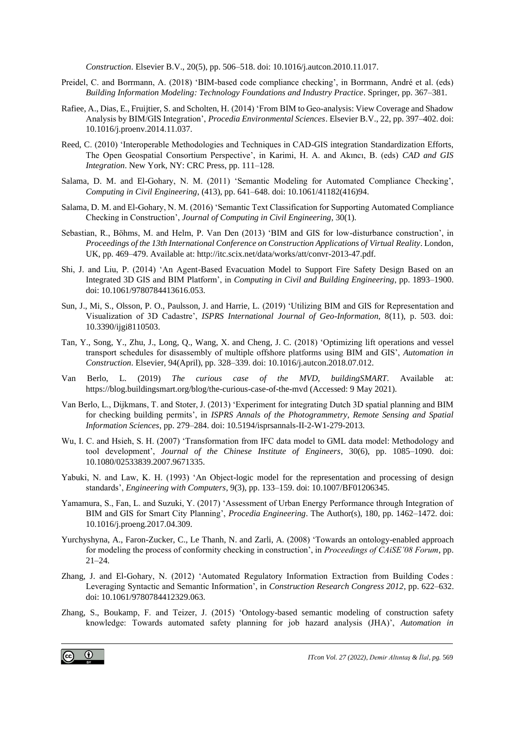*Construction*. Elsevier B.V., 20(5), pp. 506–518. doi: 10.1016/j.autcon.2010.11.017.

Preidel, C. and Borrmann, A. (2018) 'BIM-based code compliance checking', in Borrmann, André et al. (eds) *Building Information Modeling: Technology Foundations and Industry Practice*. Springer, pp. 367–381.

Rafiee, A., Dias, E., Fruijtier, S. and Scholten, H. (2014) 'From BIM to Geo-analysis: View Coverage and Shadow Analysis by BIM/GIS Integration', *Procedia Environmental Sciences*. Elsevier B.V., 22, pp. 397–402. doi: 10.1016/j.proenv.2014.11.037.

Reed, C. (2010) 'Interoperable Methodologies and Techniques in CAD-GIS integration Standardization Efforts, The Open Geospatial Consortium Perspective', in Karimi, H. A. and Akıncı, B. (eds) *CAD and GIS Integration*. New York, NY: CRC Press, pp. 111–128.

Salama, D. M. and El-Gohary, N. M. (2011) 'Semantic Modeling for Automated Compliance Checking', *Computing in Civil Engineering*, (413), pp. 641–648. doi: 10.1061/41182(416)94.

Salama, D. M. and El-Gohary, N. M. (2016) 'Semantic Text Classification for Supporting Automated Compliance Checking in Construction', *Journal of Computing in Civil Engineering*, 30(1).

Sebastian, R., Böhms, M. and Helm, P. Van Den (2013) 'BIM and GIS for low-disturbance construction', in *Proceedings of the 13th International Conference on Construction Applications of Virtual Reality*. London, UK, pp. 469–479. Available at: http://itc.scix.net/data/works/att/convr-2013-47.pdf.

Shi, J. and Liu, P. (2014) 'An Agent-Based Evacuation Model to Support Fire Safety Design Based on an Integrated 3D GIS and BIM Platform', in *Computing in Civil and Building Engineering*, pp. 1893–1900. doi: 10.1061/9780784413616.053.

Sun, J., Mi, S., Olsson, P. O., Paulsson, J. and Harrie, L. (2019) 'Utilizing BIM and GIS for Representation and Visualization of 3D Cadastre', *ISPRS International Journal of Geo-Information*, 8(11), p. 503. doi: 10.3390/ijgi8110503.

Tan, Y., Song, Y., Zhu, J., Long, Q., Wang, X. and Cheng, J. C. (2018) 'Optimizing lift operations and vessel transport schedules for disassembly of multiple offshore platforms using BIM and GIS', *Automation in Construction*. Elsevier, 94(April), pp. 328–339. doi: 10.1016/j.autcon.2018.07.012.

Van Berlo, L. (2019) *The curious case of the MVD, buildingSMART*. Available at: https://blog.buildingsmart.org/blog/the-curious-case-of-the-mvd (Accessed: 9 May 2021).

Van Berlo, L., Dijkmans, T. and Stoter, J. (2013) 'Experiment for integrating Dutch 3D spatial planning and BIM for checking building permits', in *ISPRS Annals of the Photogrammetry, Remote Sensing and Spatial Information Sciences*, pp. 279–284. doi: 10.5194/isprsannals-II-2-W1-279-2013.

Wu, I. C. and Hsieh, S. H. (2007) 'Transformation from IFC data model to GML data model: Methodology and tool development', *Journal of the Chinese Institute of Engineers*, 30(6), pp. 1085–1090. doi: 10.1080/02533839.2007.9671335.

Yabuki, N. and Law, K. H. (1993) 'An Object-logic model for the representation and processing of design standards', *Engineering with Computers*, 9(3), pp. 133–159. doi: 10.1007/BF01206345.

Yamamura, S., Fan, L. and Suzuki, Y. (2017) 'Assessment of Urban Energy Performance through Integration of BIM and GIS for Smart City Planning', *Procedia Engineering*. The Author(s), 180, pp. 1462–1472. doi: 10.1016/j.proeng.2017.04.309.

Yurchyshyna, A., Faron-Zucker, C., Le Thanh, N. and Zarli, A. (2008) 'Towards an ontology-enabled approach for modeling the process of conformity checking in construction', in *Proceedings of CAiSE'08 Forum*, pp. 21–24.

Zhang, J. and El-Gohary, N. (2012) 'Automated Regulatory Information Extraction from Building Codes : Leveraging Syntactic and Semantic Information', in *Construction Research Congress 2012*, pp. 622–632. doi: 10.1061/9780784412329.063.

Zhang, S., Boukamp, F. and Teizer, J. (2015) 'Ontology-based semantic modeling of construction safety knowledge: Towards automated safety planning for job hazard analysis (JHA)', *Automation in*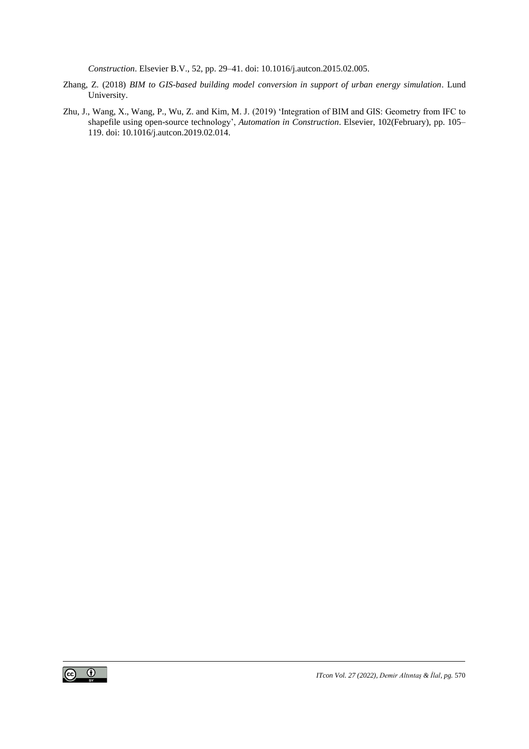*Construction*. Elsevier B.V., 52, pp. 29–41. doi: 10.1016/j.autcon.2015.02.005.

Zhang, Z. (2018) *BIM to GIS-based building model conversion in support of urban energy simulation*. Lund University.

Zhu, J., Wang, X., Wang, P., Wu, Z. and Kim, M. J. (2019) 'Integration of BIM and GIS: Geometry from IFC to shapefile using open-source technology', *Automation in Construction*. Elsevier, 102(February), pp. 105–119. doi: 10.1016/j.autcon.2019.02.014.